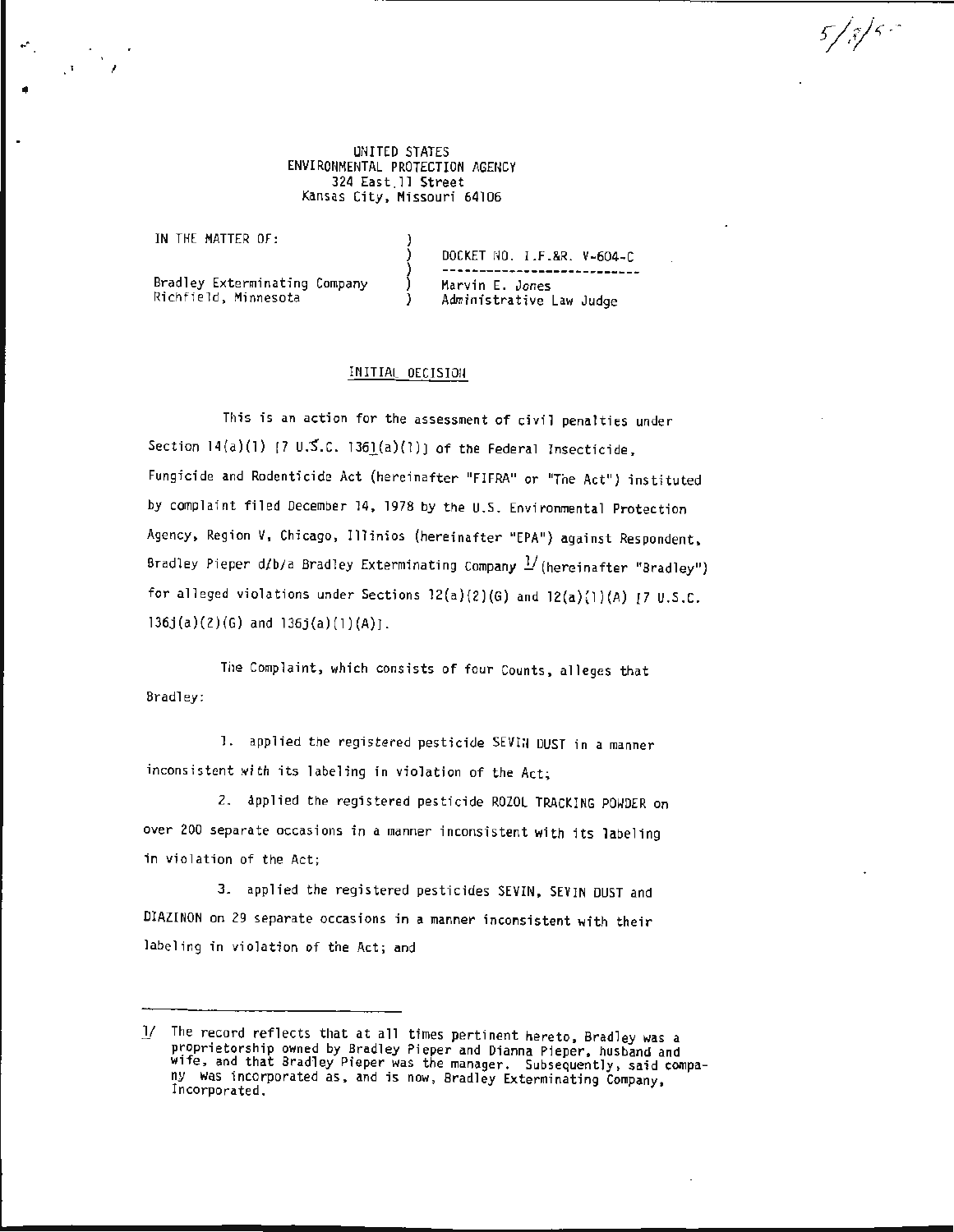UNITED STATES
ENVIRONMENTAL PROTECTION AGENCY
324 East 11 Street
Kansas City, Missouri 64106

IN THE MATTER OF:

Bradley Exterminating Company
Richfield, Minnesota

DOCKET NO. I.F.&R. V-604-C

Marvin E. Jones
Administrative Law Judge

## INITIAL DECISION

This is an action for the assessment of civil penalties under Section 14(a)(1) [7 U.S.C. 136l(a)(1)] of the Federal Insecticide, Fungicide and Rodenticide Act (hereinafter "FIFRA" or "The Act") instituted by complaint filed December 14, 1978 by the U.S. Environmental Protection Agency, Region V, Chicago, Illinios (hereinafter "EPA") against Respondent, Bradley Pieper d/b/a Bradley Exterminating Company [1] (hereinafter "Bradley") for alleged violations under Sections 12(a)(2)(G) and 12(a)(1)(A) [7 U.S.C. 136j(a)(2)(G) and 136j(a)(1)(A)].

The Complaint, which consists of four Counts, alleges that Bradley:

1. applied the registered pesticide SEVIN DUST in a manner inconsistent with its labeling in violation of the Act;

2. applied the registered pesticide ROZOL TRACKING POWDER on over 200 separate occasions in a manner inconsistent with its labeling in violation of the Act;

3. applied the registered pesticides SEVIN, SEVIN DUST and DIAZINON on 29 separate occasions in a manner inconsistent with their labeling in violation of the Act; and

---

1/ The record reflects that at all times pertinent hereto, Bradley was a proprietorship owned by Bradley Pieper and Dianna Pieper, husband and wife, and that Bradley Pieper was the manager. Subsequently, said company was incorporated as, and is now, Bradley Exterminating Company, Incorporated.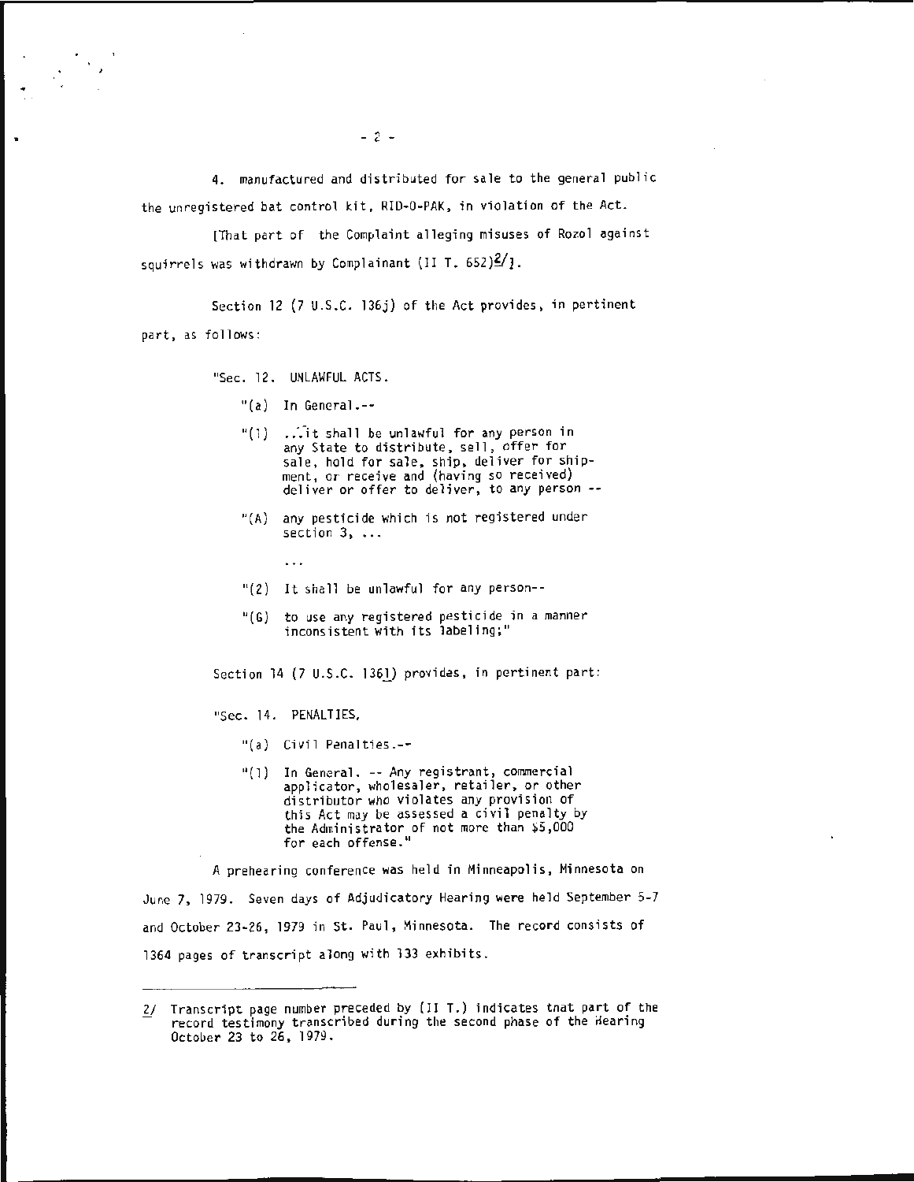4. manufactured and distributed for sale to the general public the unregistered bat control kit, RID-O-PAK, in violation of the Act.

[That part of the Complaint alleging misuses of Rozol against squirrels was withdrawn by Complainant (II T. 652)[2/]].

Section 12 (7 U.S.C. 136j) of the Act provides, in pertinent part, as follows:

> "Sec. 12. UNLAWFUL ACTS.
>
> "(a) In General.--
>
> "(1) ...it shall be unlawful for any person in any State to distribute, sell, offer for sale, hold for sale, ship, deliver for shipment, or receive and (having so received) deliver or offer to deliver, to any person --
>
> "(A) any pesticide which is not registered under section 3, ...
>
> ...
>
> "(2) It shall be unlawful for any person--
>
> "(G) to use any registered pesticide in a manner inconsistent with its labeling;"

Section 14 (7 U.S.C. 136l) provides, in pertinent part:

> "Sec. 14. PENALTIES.
>
> "(a) Civil Penalties.--
>
> "(1) In General. -- Any registrant, commercial applicator, wholesaler, retailer, or other distributor who violates any provision of this Act may be assessed a civil penalty by the Administrator of not more than $5,000 for each offense."

A prehearing conference was held in Minneapolis, Minnesota on June 7, 1979. Seven days of Adjudicatory Hearing were held September 5-7 and October 23-26, 1979 in St. Paul, Minnesota. The record consists of 1364 pages of transcript along with 133 exhibits.

---

2/ Transcript page number preceded by (II T.) indicates that part of the record testimony transcribed during the second phase of the Hearing October 23 to 26, 1979.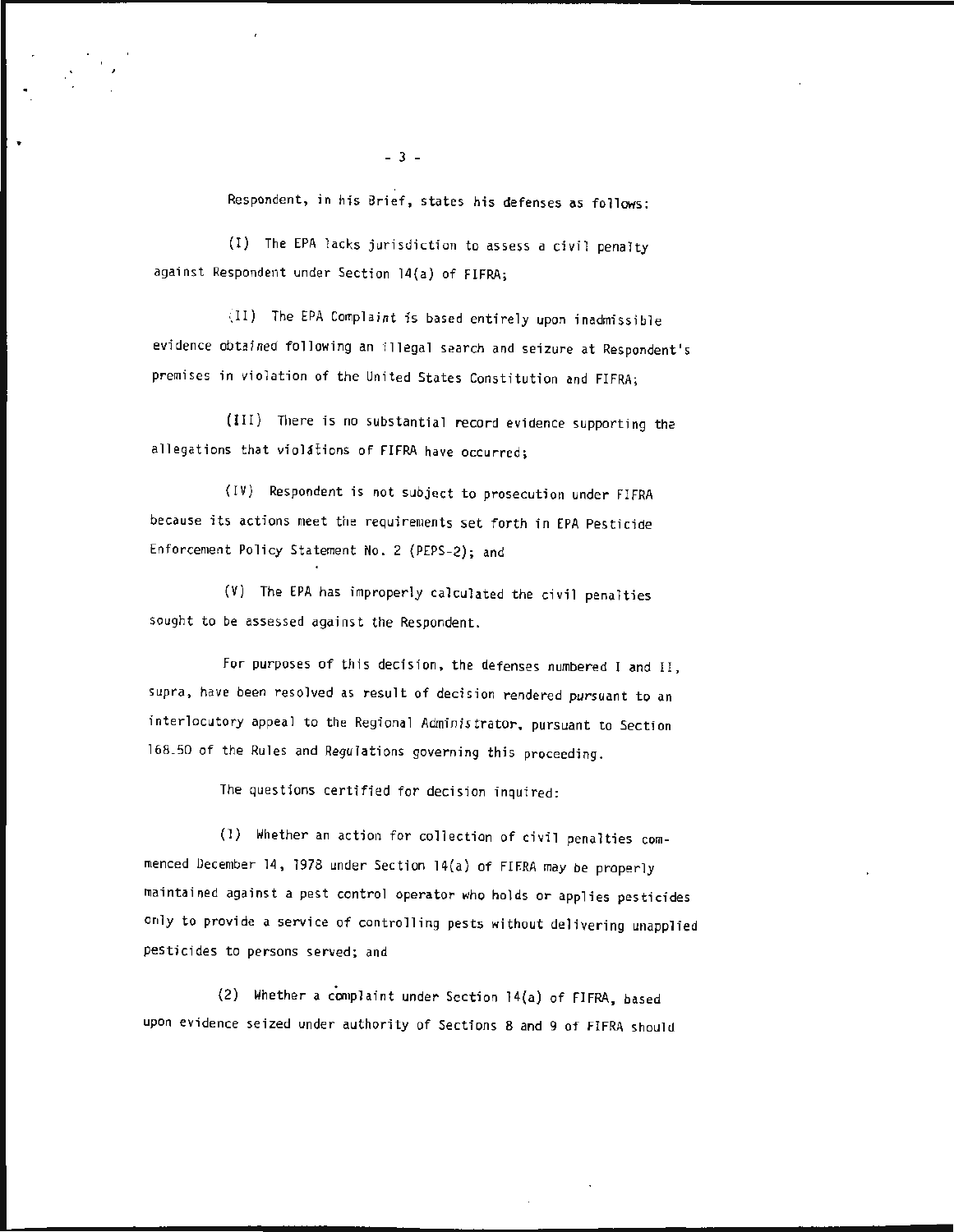Respondent, in his Brief, states his defenses as follows:

(I) The EPA lacks jurisdiction to assess a civil penalty against Respondent under Section 14(a) of FIFRA;

(II) The EPA Complaint is based entirely upon inadmissible evidence obtained following an illegal search and seizure at Respondent's premises in violation of the United States Constitution and FIFRA;

(III) There is no substantial record evidence supporting the allegations that violations of FIFRA have occurred;

(IV) Respondent is not subject to prosecution under FIFRA because its actions meet the requirements set forth in EPA Pesticide Enforcement Policy Statement No. 2 (PEPS-2); and

(V) The EPA has improperly calculated the civil penalties sought to be assessed against the Respondent.

For purposes of this decision, the defenses numbered I and II, supra, have been resolved as result of decision rendered pursuant to an interlocutory appeal to the Regional Administrator, pursuant to Section 168.50 of the Rules and Regulations governing this proceeding.

The questions certified for decision inquired:

(1) Whether an action for collection of civil penalties commenced December 14, 1978 under Section 14(a) of FIFRA may be properly maintained against a pest control operator who holds or applies pesticides only to provide a service of controlling pests without delivering unapplied pesticides to persons served; and

(2) Whether a complaint under Section 14(a) of FIFRA, based upon evidence seized under authority of Sections 8 and 9 of FIFRA should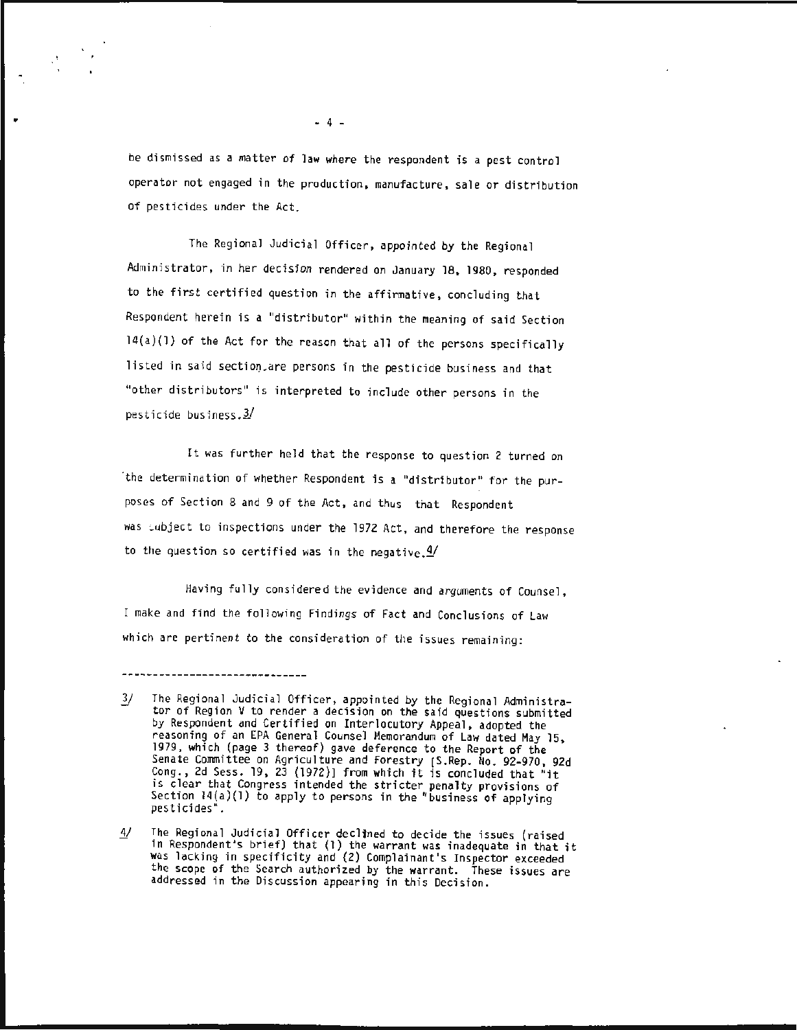be dismissed as a matter of law where the respondent is a pest control operator not engaged in the production, manufacture, sale or distribution of pesticides under the Act.

The Regional Judicial Officer, appointed by the Regional Administrator, in her decision rendered on January 18, 1980, responded to the first certified question in the affirmative, concluding that Respondent herein is a "distributor" within the meaning of said Section 14(a)(1) of the Act for the reason that all of the persons specifically listed in said section are persons in the pesticide business and that "other distributors" is interpreted to include other persons in the pesticide business.[3/]

It was further held that the response to question 2 turned on the determination of whether Respondent is a "distributor" for the purposes of Section 8 and 9 of the Act, and thus that Respondent was subject to inspections under the 1972 Act, and therefore the response to the question so certified was in the negative.[4/]

Having fully considered the evidence and arguments of Counsel, I make and find the following Findings of Fact and Conclusions of Law which are pertinent to the consideration of the issues remaining:

------------------------------

3/ The Regional Judicial Officer, appointed by the Regional Administrator of Region V to render a decision on the said questions submitted by Respondent and Certified on Interlocutory Appeal, adopted the reasoning of an EPA General Counsel Memorandum of Law dated May 15, 1979, which (page 3 thereof) gave deference to the Report of the Senate Committee on Agriculture and Forestry [S.Rep. No. 92-970, 92d Cong., 2d Sess. 19, 23 (1972)] from which it is concluded that "it is clear that Congress intended the stricter penalty provisions of Section 14(a)(1) to apply to persons in the "business of applying pesticides".

4/ The Regional Judicial Officer declined to decide the issues (raised in Respondent's brief) that (1) the warrant was inadequate in that it was lacking in specificity and (2) Complainant's Inspector exceeded the scope of the Search authorized by the warrant. These issues are addressed in the Discussion appearing in this Decision.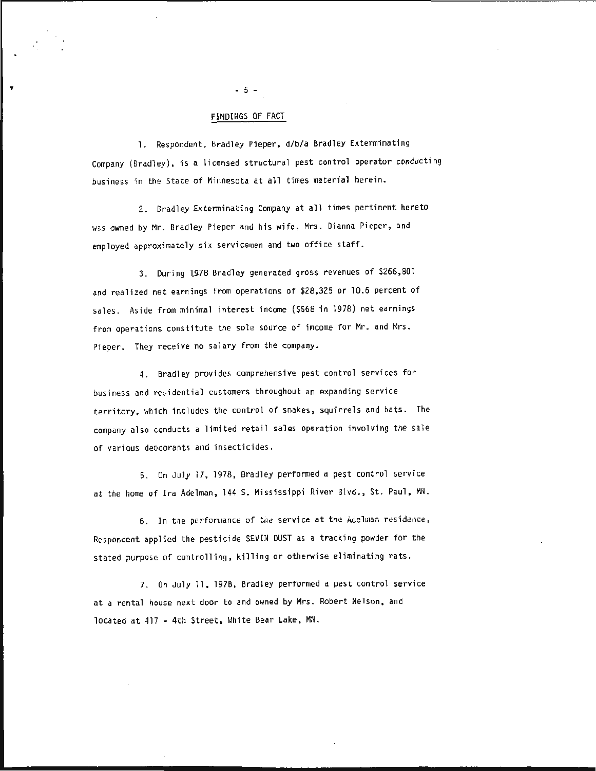## FINDINGS OF FACT

1. Respondent, Bradley Pieper, d/b/a Bradley Exterminating Company (Bradley), is a licensed structural pest control operator conducting business in the State of Minnesota at all times material herein.

2. Bradley Exterminating Company at all times pertinent hereto was owned by Mr. Bradley Pieper and his wife, Mrs. Dianna Pieper, and employed approximately six servicemen and two office staff.

3. During 1978 Bradley generated gross revenues of $266,801 and realized net earnings from operations of $28,325 or 10.6 percent of sales. Aside from minimal interest income ($568 in 1978) net earnings from operations constitute the sole source of income for Mr. and Mrs. Pieper. They receive no salary from the company.

4. Bradley provides comprehensive pest control services for business and residential customers throughout an expanding service territory, which includes the control of snakes, squirrels and bats. The company also conducts a limited retail sales operation involving the sale of various deodorants and insecticides.

5. On July 17, 1978, Bradley performed a pest control service at the home of Ira Adelman, 144 S. Mississippi River Blvd., St. Paul, MN.

6. In the performance of the service at the Adelman residence, Respondent applied the pesticide SEVIN DUST as a tracking powder for the stated purpose of controlling, killing or otherwise eliminating rats.

7. On July 11, 1978, Bradley performed a pest control service at a rental house next door to and owned by Mrs. Robert Nelson, and located at 417 - 4th Street, White Bear Lake, MN.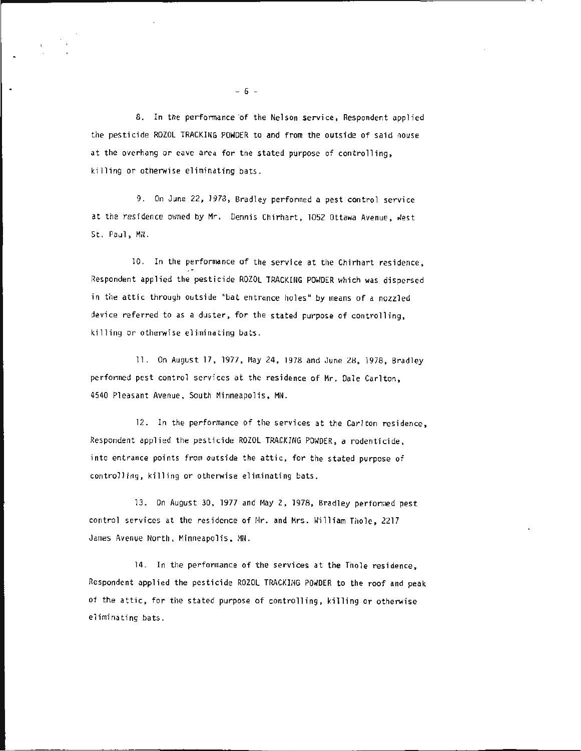8. In the performance of the Nelson service, Respondent applied the pesticide ROZOL TRACKING POWDER to and from the outside of said house at the overhang or eave area for the stated purpose of controlling, killing or otherwise eliminating bats.

9. On June 22, 1978, Bradley performed a pest control service at the residence owned by Mr. Dennis Chirhart, 1052 Ottawa Avenue, West St. Paul, MN.

10. In the performance of the service at the Chirhart residence, Respondent applied the pesticide ROZOL TRACKING POWDER which was dispersed in the attic through outside "bat entrance holes" by means of a nozzled device referred to as a duster, for the stated purpose of controlling, killing or otherwise eliminating bats.

11. On August 17, 1977, May 24, 1978 and June 28, 1978, Bradley performed pest control services at the residence of Mr. Dale Carlton, 4540 Pleasant Avenue, South Minneapolis, MN.

12. In the performance of the services at the Carlton residence, Respondent applied the pesticide ROZOL TRACKING POWDER, a rodenticide, into entrance points from outside the attic, for the stated purpose of controlling, killing or otherwise eliminating bats.

13. On August 30, 1977 and May 2, 1978, Bradley performed pest control services at the residence of Mr. and Mrs. William Thole, 2217 James Avenue North, Minneapolis, MN.

14. In the performance of the services at the Thole residence, Respondent applied the pesticide ROZOL TRACKING POWDER to the roof and peak of the attic, for the stated purpose of controlling, killing or otherwise eliminating bats.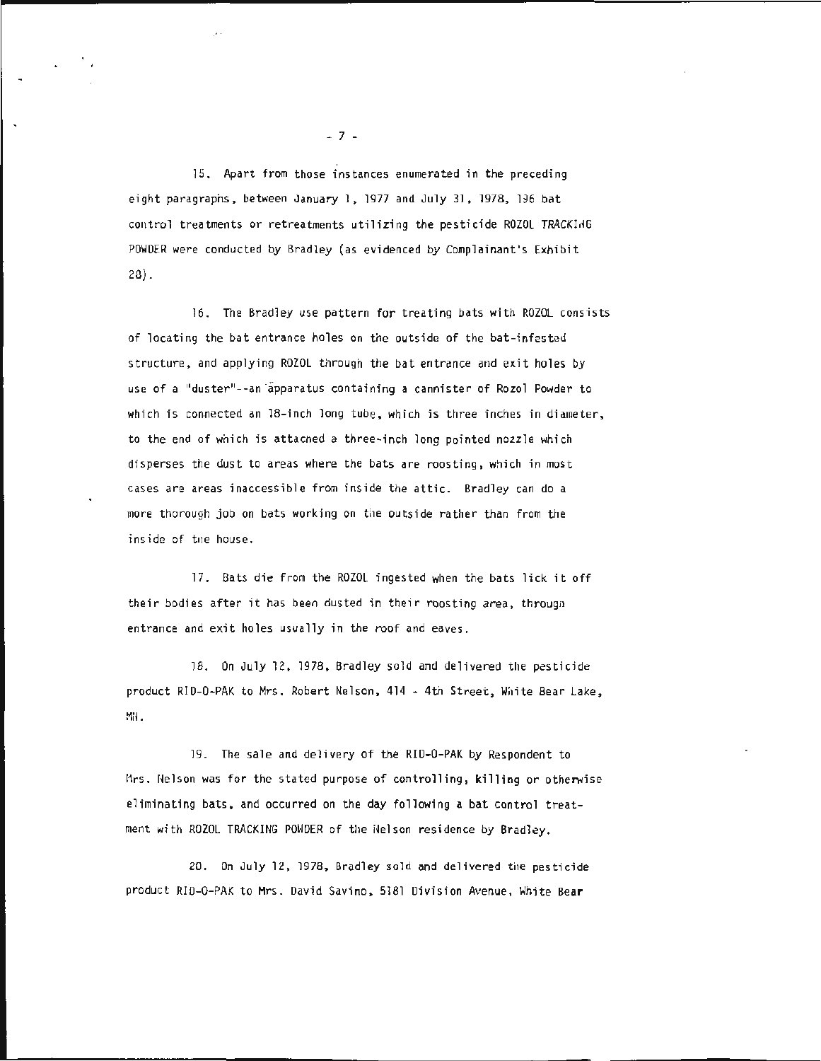15. Apart from those instances enumerated in the preceding eight paragraphs, between January 1, 1977 and July 31, 1978, 196 bat control treatments or retreatments utilizing the pesticide ROZOL TRACKING POWDER were conducted by Bradley (as evidenced by Complainant's Exhibit 28).

16. The Bradley use pattern for treating bats with ROZOL consists of locating the bat entrance holes on the outside of the bat-infested structure, and applying ROZOL through the bat entrance and exit holes by use of a "duster"--an apparatus containing a cannister of Rozol Powder to which is connected an 18-inch long tube, which is three inches in diameter, to the end of which is attached a three-inch long pointed nozzle which disperses the dust to areas where the bats are roosting, which in most cases are areas inaccessible from inside the attic. Bradley can do a more thorough job on bats working on the outside rather than from the inside of the house.

17. Bats die from the ROZOL ingested when the bats lick it off their bodies after it has been dusted in their roosting area, through entrance and exit holes usually in the roof and eaves.

18. On July 12, 1978, Bradley sold and delivered the pesticide product RID-O-PAK to Mrs. Robert Nelson, 414 - 4th Street, White Bear Lake, MN.

19. The sale and delivery of the RID-O-PAK by Respondent to Mrs. Nelson was for the stated purpose of controlling, killing or otherwise eliminating bats, and occurred on the day following a bat control treatment with ROZOL TRACKING POWDER of the Nelson residence by Bradley.

20. On July 12, 1978, Bradley sold and delivered the pesticide product RID-O-PAK to Mrs. David Savino, 5181 Division Avenue, White Bear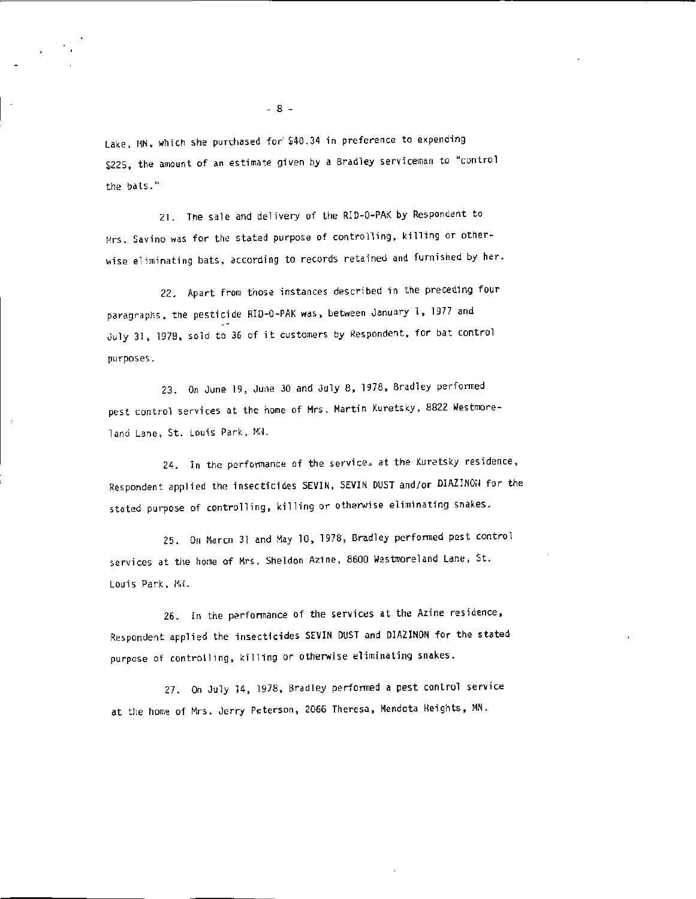Lake, MN, which she purchased for $40.34 in preference to expending $225, the amount of an estimate given by a Bradley serviceman to "control the bats."

21. The sale and delivery of the RID-O-PAK by Respondent to Mrs. Savino was for the stated purpose of controlling, killing or otherwise eliminating bats, according to records retained and furnished by her.

22. Apart from those instances described in the preceding four paragraphs, the pesticide RID-O-PAK was, between January 1, 1977 and July 31, 1978, sold to 36 of it customers by Respondent, for bat control purposes.

23. On June 19, June 30 and July 8, 1978, Bradley performed pest control services at the home of Mrs. Martin Kuretsky, 8822 Westmoreland Lane, St. Louis Park, MN.

24. In the performance of the services at the Kuretsky residence, Respondent applied the insecticides SEVIN, SEVIN DUST and/or DIAZINON for the stated purpose of controlling, killing or otherwise eliminating snakes.

25. On March 31 and May 10, 1978, Bradley performed pest control services at the home of Mrs. Sheldon Azine, 8600 Westmoreland Lane, St. Louis Park, MN.

26. In the performance of the services at the Azine residence, Respondent applied the insecticides SEVIN DUST and DIAZINON for the stated purpose of controlling, killing or otherwise eliminating snakes.

27. On July 14, 1978, Bradley performed a pest control service at the home of Mrs. Jerry Peterson, 2066 Theresa, Mendota Heights, MN.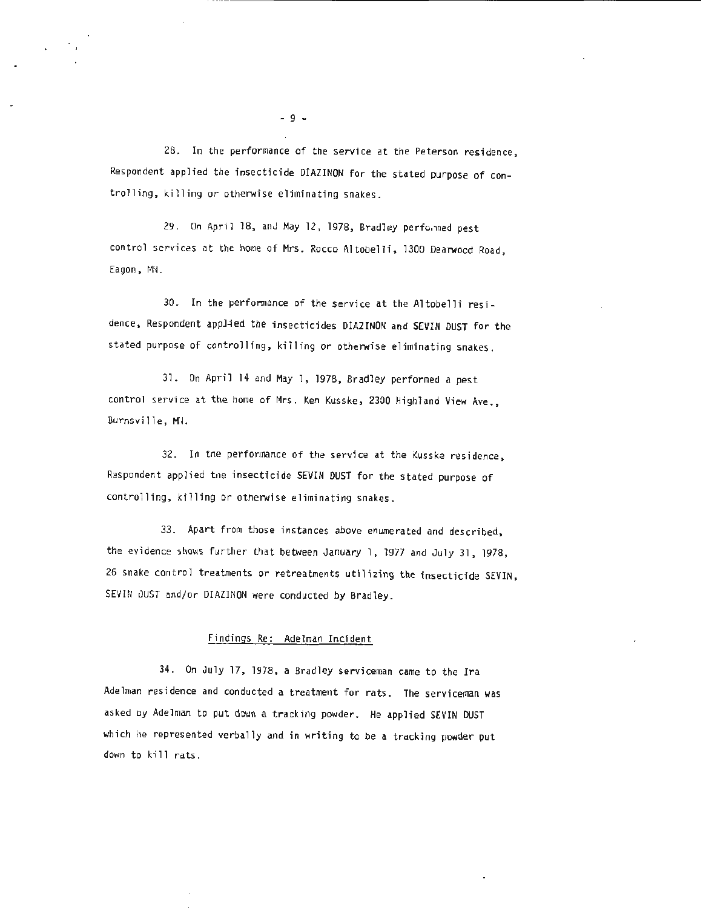28. In the performance of the service at the Peterson residence, Respondent applied the insecticide DIAZINON for the stated purpose of controlling, killing or otherwise eliminating snakes.

29. On April 18, and May 12, 1978, Bradley performed pest control services at the home of Mrs. Rocco Altobelli, 1300 Dearwood Road, Eagon, MN.

30. In the performance of the service at the Altobelli residence, Respondent applied the insecticides DIAZINON and SEVIN DUST for the stated purpose of controlling, killing or otherwise eliminating snakes.

31. On April 14 and May 1, 1978, Bradley performed a pest control service at the home of Mrs. Ken Kusske, 2300 Highland View Ave., Burnsville, MN.

32. In the performance of the service at the Kusske residence, Respondent applied the insecticide SEVIN DUST for the stated purpose of controlling, killing or otherwise eliminating snakes.

33. Apart from those instances above enumerated and described, the evidence shows further that between January 1, 1977 and July 31, 1978, 26 snake control treatments or retreatments utilizing the insecticide SEVIN, SEVIN DUST and/or DIAZINON were conducted by Bradley.

Findings Re: Adelman Incident

34. On July 17, 1978, a Bradley serviceman came to the Ira Adelman residence and conducted a treatment for rats. The serviceman was asked by Adelman to put down a tracking powder. He applied SEVIN DUST which he represented verbally and in writing to be a tracking powder put down to kill rats.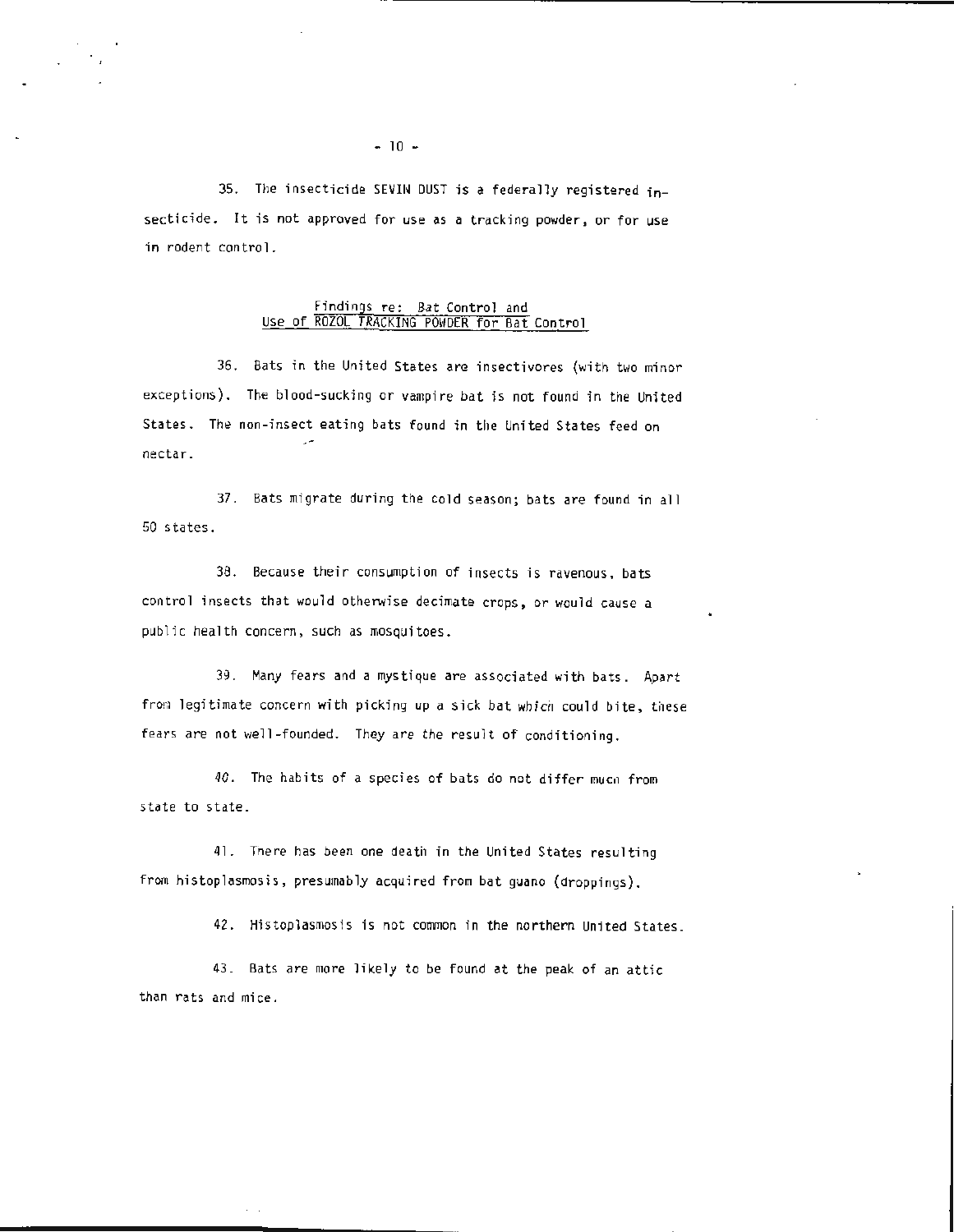35. The insecticide SEVIN DUST is a federally registered insecticide. It is not approved for use as a tracking powder, or for use in rodent control.

## Findings re: Bat Control and Use of ROZOL TRACKING POWDER for Bat Control

36. Bats in the United States are insectivores (with two minor exceptions). The blood-sucking or vampire bat is not found in the United States. The non-insect eating bats found in the United States feed on nectar.

37. Bats migrate during the cold season; bats are found in all 50 states.

38. Because their consumption of insects is ravenous, bats control insects that would otherwise decimate crops, or would cause a public health concern, such as mosquitoes.

39. Many fears and a mystique are associated with bats. Apart from legitimate concern with picking up a sick bat which could bite, these fears are not well-founded. They are the result of conditioning.

40. The habits of a species of bats do not differ much from state to state.

41. There has been one death in the United States resulting from histoplasmosis, presumably acquired from bat guano (droppings).

42. Histoplasmosis is not common in the northern United States.

43. Bats are more likely to be found at the peak of an attic than rats and mice.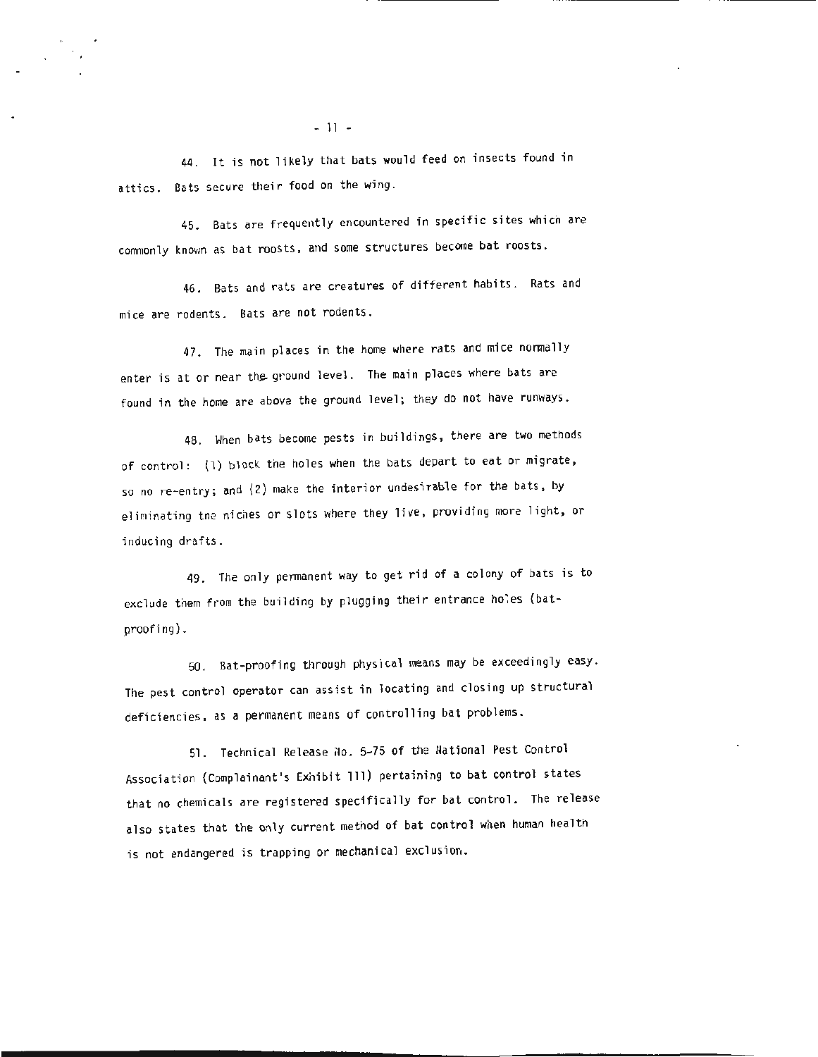44. It is not likely that bats would feed on insects found in attics. Bats secure their food on the wing.

45. Bats are frequently encountered in specific sites which are commonly known as bat roosts, and some structures become bat roosts.

46. Bats and rats are creatures of different habits. Rats and mice are rodents. Bats are not rodents.

47. The main places in the home where rats and mice normally enter is at or near the ground level. The main places where bats are found in the home are above the ground level; they do not have runways.

48. When bats become pests in buildings, there are two methods of control: (1) block the holes when the bats depart to eat or migrate, so no re-entry; and (2) make the interior undesirable for the bats, by eliminating the niches or slots where they live, providing more light, or inducing drafts.

49. The only permanent way to get rid of a colony of bats is to exclude them from the building by plugging their entrance holes (bat-proofing).

50. Bat-proofing through physical means may be exceedingly easy. The pest control operator can assist in locating and closing up structural deficiencies, as a permanent means of controlling bat problems.

51. Technical Release No. 5-75 of the National Pest Control Association (Complainant's Exhibit 111) pertaining to bat control states that no chemicals are registered specifically for bat control. The release also states that the only current method of bat control when human health is not endangered is trapping or mechanical exclusion.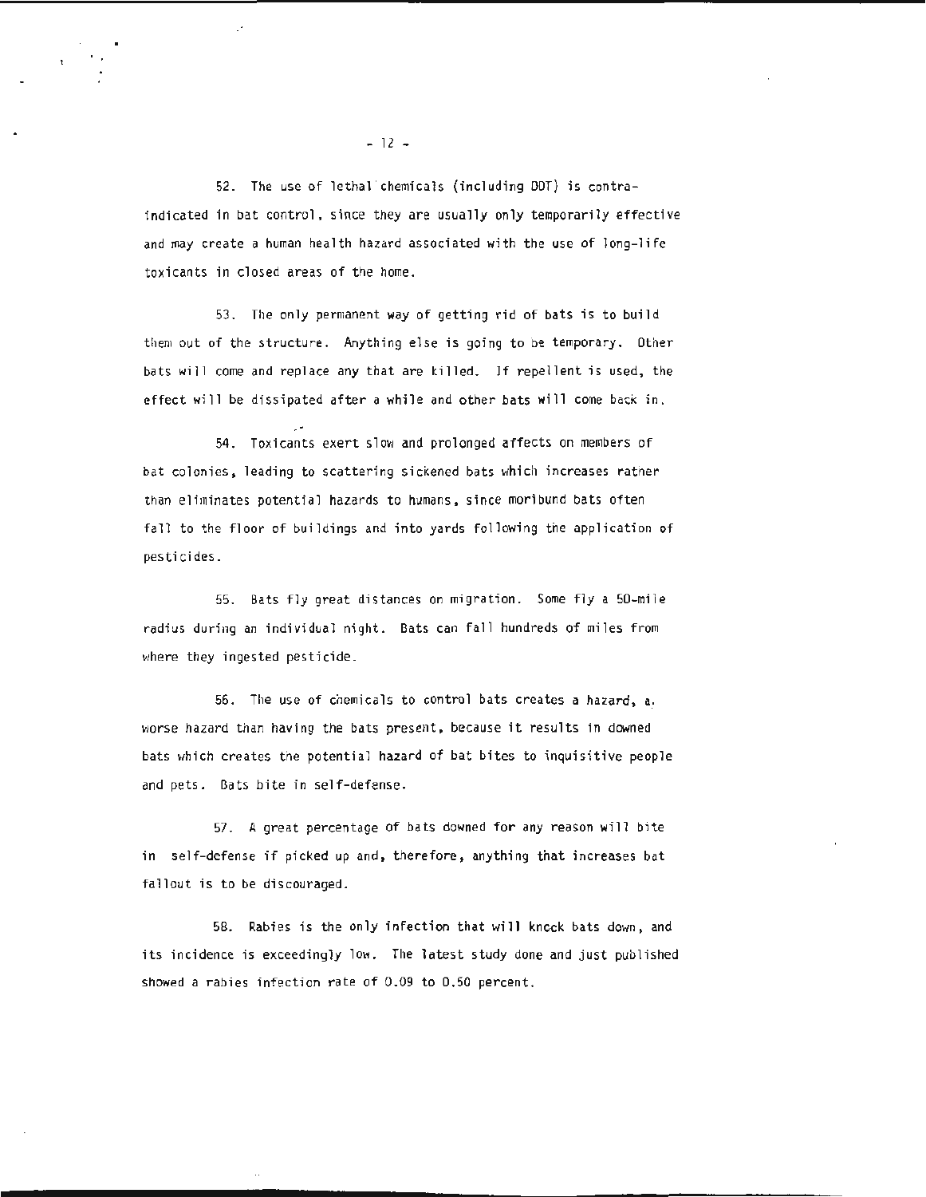52. The use of lethal chemicals (including DDT) is contra-indicated in bat control, since they are usually only temporarily effective and may create a human health hazard associated with the use of long-life toxicants in closed areas of the home.

53. The only permanent way of getting rid of bats is to build them out of the structure. Anything else is going to be temporary. Other bats will come and replace any that are killed. If repellent is used, the effect will be dissipated after a while and other bats will come back in.

54. Toxicants exert slow and prolonged affects on members of bat colonies, leading to scattering sickened bats which increases rather than eliminates potential hazards to humans, since moribund bats often fall to the floor of buildings and into yards following the application of pesticides.

55. Bats fly great distances on migration. Some fly a 50-mile radius during an individual night. Bats can fall hundreds of miles from where they ingested pesticide.

56. The use of chemicals to control bats creates a hazard, a worse hazard than having the bats present, because it results in downed bats which creates the potential hazard of bat bites to inquisitive people and pets. Bats bite in self-defense.

57. A great percentage of bats downed for any reason will bite in self-defense if picked up and, therefore, anything that increases bat fallout is to be discouraged.

58. Rabies is the only infection that will knock bats down, and its incidence is exceedingly low. The latest study done and just published showed a rabies infection rate of 0.09 to 0.50 percent.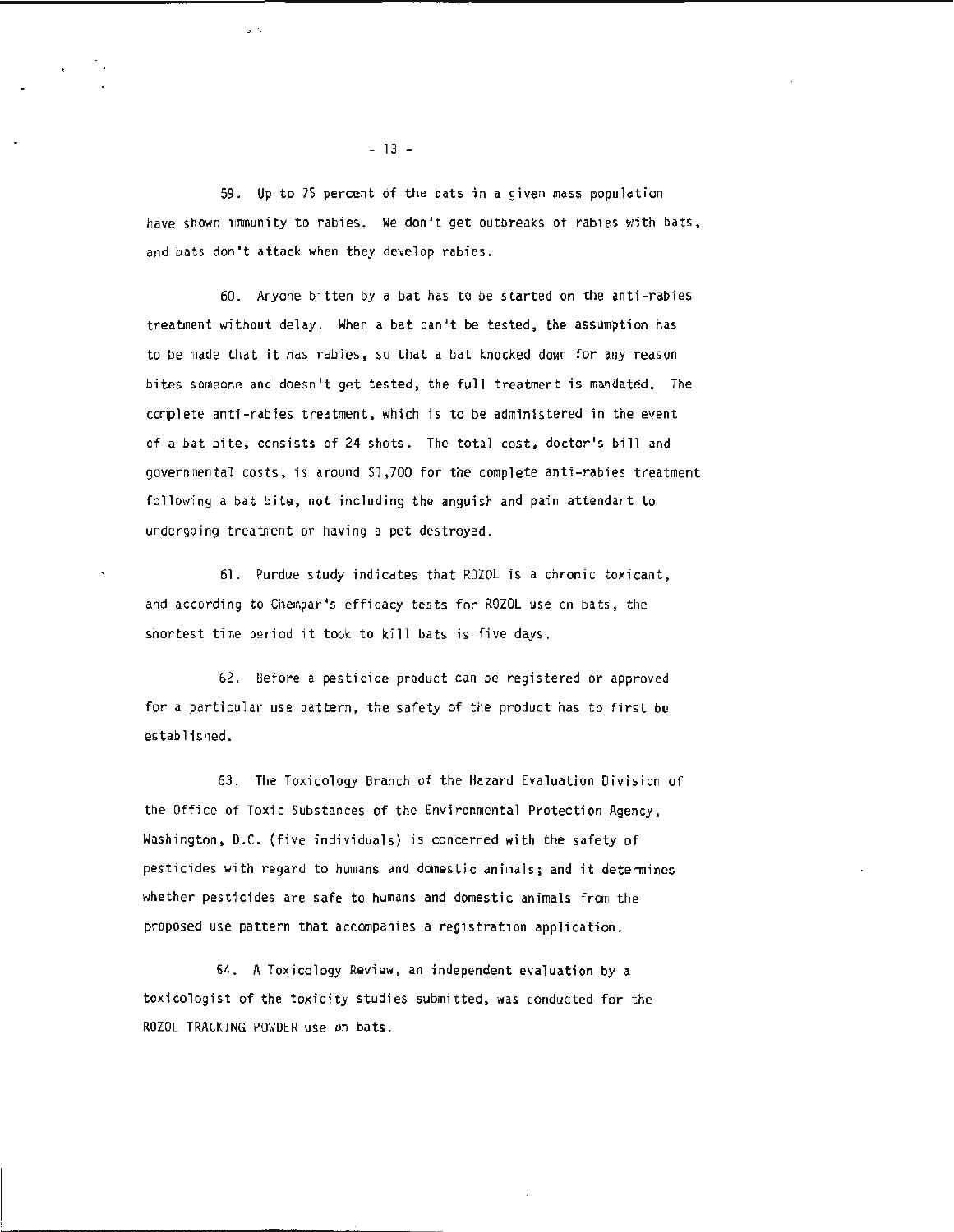59. Up to 75 percent of the bats in a given mass population have shown immunity to rabies. We don't get outbreaks of rabies with bats, and bats don't attack when they develop rabies.

60. Anyone bitten by a bat has to be started on the anti-rabies treatment without delay. When a bat can't be tested, the assumption has to be made that it has rabies, so that a bat knocked down for any reason bites someone and doesn't get tested, the full treatment is mandated. The complete anti-rabies treatment, which is to be administered in the event of a bat bite, consists of 24 shots. The total cost, doctor's bill and governmental costs, is around $1,700 for the complete anti-rabies treatment following a bat bite, not including the anguish and pain attendant to undergoing treatment or having a pet destroyed.

61. Purdue study indicates that ROZOL is a chronic toxicant, and according to Chempar's efficacy tests for ROZOL use on bats, the shortest time period it took to kill bats is five days.

62. Before a pesticide product can be registered or approved for a particular use pattern, the safety of the product has to first be established.

63. The Toxicology Branch of the Hazard Evaluation Division of the Office of Toxic Substances of the Environmental Protection Agency, Washington, D.C. (five individuals) is concerned with the safety of pesticides with regard to humans and domestic animals; and it determines whether pesticides are safe to humans and domestic animals from the proposed use pattern that accompanies a registration application.

64. A Toxicology Review, an independent evaluation by a toxicologist of the toxicity studies submitted, was conducted for the ROZOL TRACKING POWDER use on bats.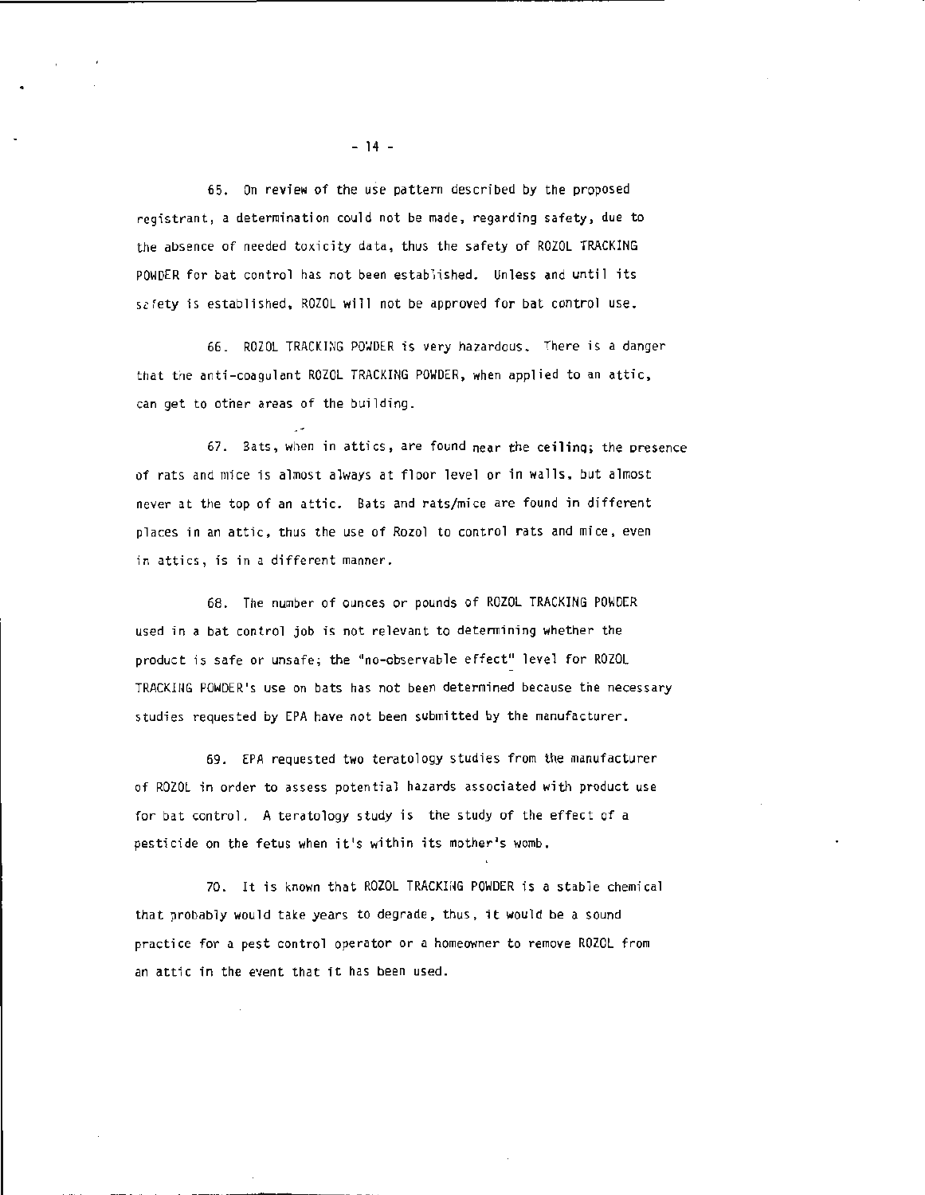65. On review of the use pattern described by the proposed registrant, a determination could not be made, regarding safety, due to the absence of needed toxicity data, thus the safety of ROZOL TRACKING POWDER for bat control has not been established. Unless and until its safety is established, ROZOL will not be approved for bat control use.

66. ROZOL TRACKING POWDER is very hazardous. There is a danger that the anti-coagulant ROZOL TRACKING POWDER, when applied to an attic, can get to other areas of the building.

67. Bats, when in attics, are found near the ceiling; the presence of rats and mice is almost always at floor level or in walls, but almost never at the top of an attic. Bats and rats/mice are found in different places in an attic, thus the use of Rozol to control rats and mice, even in attics, is in a different manner.

68. The number of ounces or pounds of ROZOL TRACKING POWDER used in a bat control job is not relevant to determining whether the product is safe or unsafe; the "no-observable effect" level for ROZOL TRACKING POWDER's use on bats has not been determined because the necessary studies requested by EPA have not been submitted by the manufacturer.

69. EPA requested two teratology studies from the manufacturer of ROZOL in order to assess potential hazards associated with product use for bat control. A teratology study is the study of the effect of a pesticide on the fetus when it's within its mother's womb.

70. It is known that ROZOL TRACKING POWDER is a stable chemical that probably would take years to degrade, thus, it would be a sound practice for a pest control operator or a homeowner to remove ROZOL from an attic in the event that it has been used.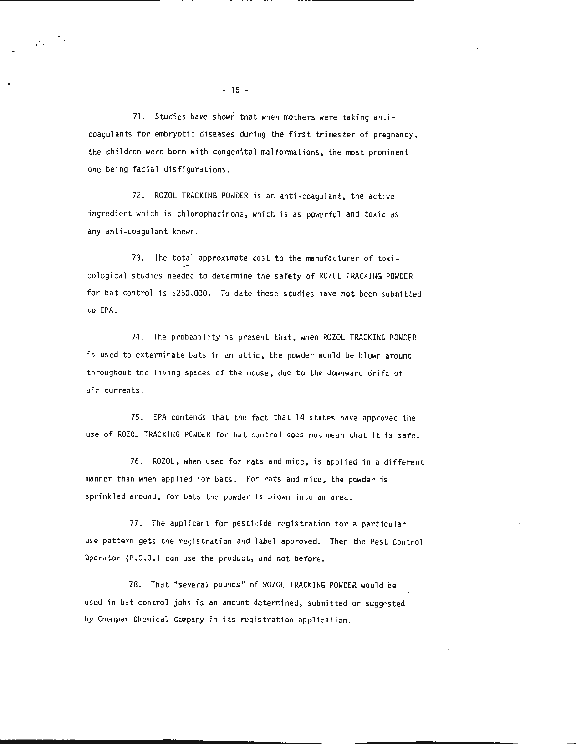71. Studies have shown that when mothers were taking anti-coagulants for embryotic diseases during the first trimester of pregnancy, the children were born with congenital malformations, the most prominent one being facial disfigurations.

72. ROZOL TRACKING POWDER is an anti-coagulant, the active ingredient which is chlorophacinone, which is as powerful and toxic as any anti-coagulant known.

73. The total approximate cost to the manufacturer of toxicological studies needed to determine the safety of ROZOL TRACKING POWDER for bat control is $250,000. To date these studies have not been submitted to EPA.

74. The probability is present that, when ROZOL TRACKING POWDER is used to exterminate bats in an attic, the powder would be blown around throughout the living spaces of the house, due to the downward drift of air currents.

75. EPA contends that the fact that 14 states have approved the use of ROZOL TRACKING POWDER for bat control does not mean that it is safe.

76. ROZOL, when used for rats and mice, is applied in a different manner than when applied for bats. For rats and mice, the powder is sprinkled around; for bats the powder is blown into an area.

77. The applicant for pesticide registration for a particular use pattern gets the registration and label approved. Then the Pest Control Operator (P.C.O.) can use the product, and not before.

78. That "several pounds" of ROZOL TRACKING POWDER would be used in bat control jobs is an amount determined, submitted or suggested by Chempar Chemical Company in its registration application.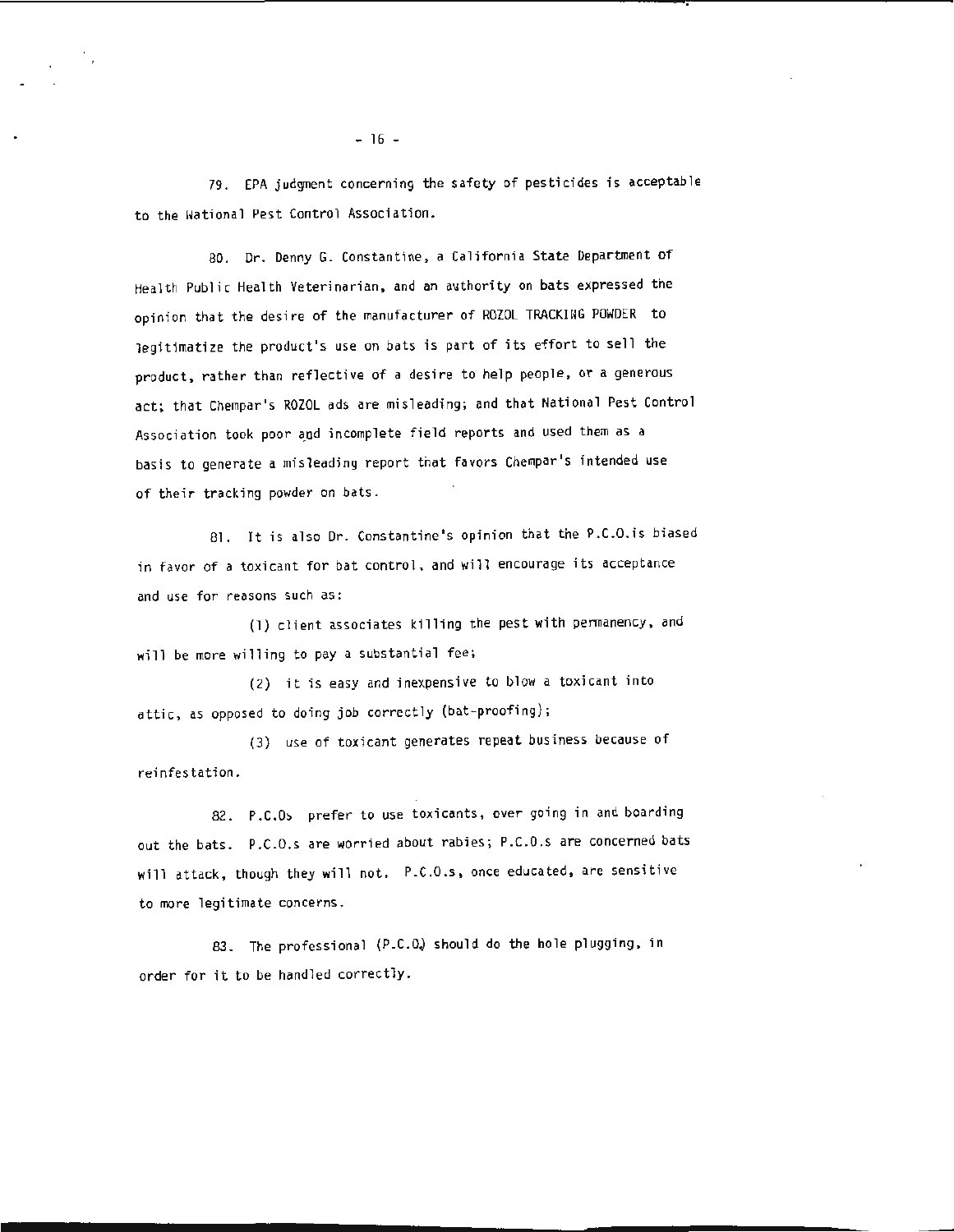79. EPA judgment concerning the safety of pesticides is acceptable to the National Pest Control Association.

80. Dr. Denny G. Constantine, a California State Department of Health Public Health Veterinarian, and an authority on bats expressed the opinion that the desire of the manufacturer of ROZOL TRACKING POWDER to legitimatize the product's use on bats is part of its effort to sell the product, rather than reflective of a desire to help people, or a generous act; that Chempar's ROZOL ads are misleading; and that National Pest Control Association took poor and incomplete field reports and used them as a basis to generate a misleading report that favors Chempar's intended use of their tracking powder on bats.

81. It is also Dr. Constantine's opinion that the P.C.O.is biased in favor of a toxicant for bat control, and will encourage its acceptance and use for reasons such as:

(1) client associates killing the pest with permanency, and will be more willing to pay a substantial fee;

(2) it is easy and inexpensive to blow a toxicant into attic, as opposed to doing job correctly (bat-proofing);

(3) use of toxicant generates repeat business because of reinfestation.

82. P.C.Os prefer to use toxicants, over going in and boarding out the bats. P.C.O.s are worried about rabies; P.C.O.s are concerned bats will attack, though they will not. P.C.O.s, once educated, are sensitive to more legitimate concerns.

83. The professional (P.C.O.) should do the hole plugging, in order for it to be handled correctly.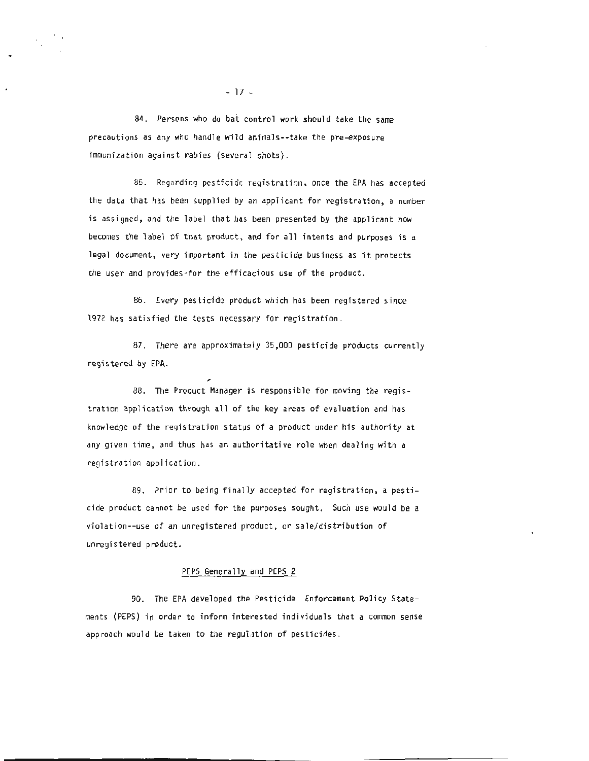84. Persons who do bat control work should take the same precautions as any who handle wild animals--take the pre-exposure immunization against rabies (several shots).

85. Regarding pesticide registration, once the EPA has accepted the data that has been supplied by an applicant for registration, a number is assigned, and the label that has been presented by the applicant now becomes the label of that product, and for all intents and purposes is a legal document, very important in the pesticide business as it protects the user and provides for the efficacious use of the product.

86. Every pesticide product which has been registered since 1972 has satisfied the tests necessary for registration.

87. There are approximately 35,000 pesticide products currently registered by EPA.

88. The Product Manager is responsible for moving the registration application through all of the key areas of evaluation and has knowledge of the registration status of a product under his authority at any given time, and thus has an authoritative role when dealing with a registration application.

89. Prior to being finally accepted for registration, a pesticide product cannot be used for the purposes sought. Such use would be a violation--use of an unregistered product, or sale/distribution of unregistered product.

<u>PEPS Generally and PEPS 2</u>

90. The EPA developed the Pesticide Enforcement Policy Statements (PEPS) in order to inform interested individuals that a common sense approach would be taken to the regulation of pesticides.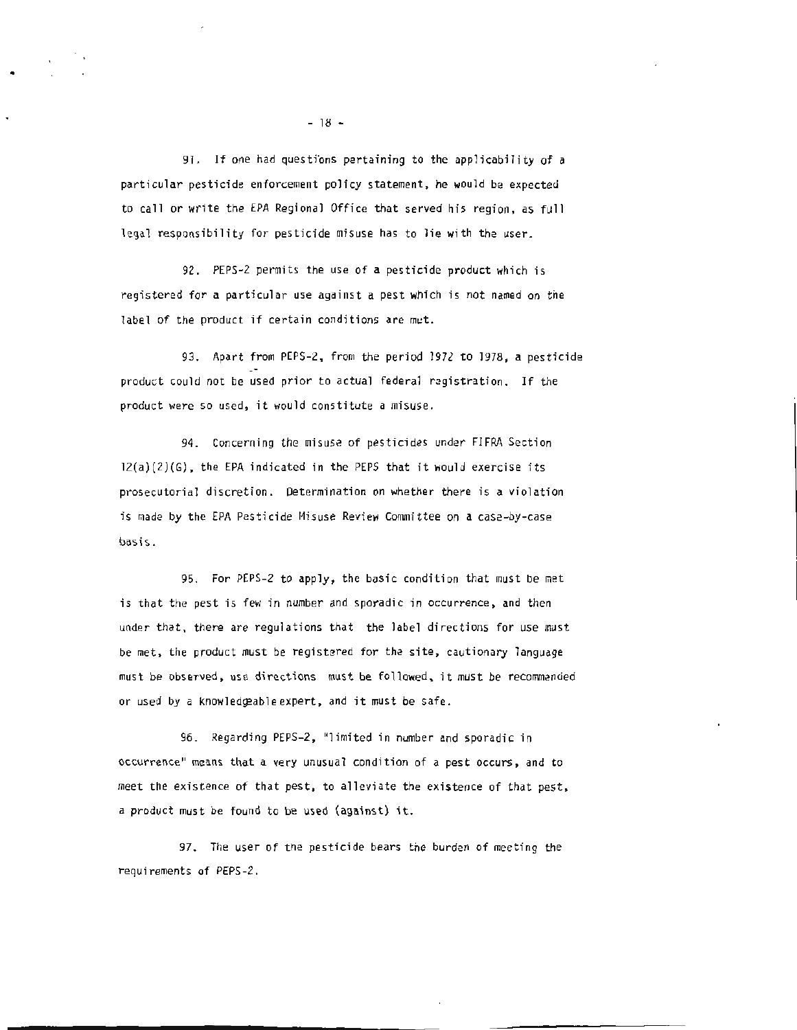91. If one had questions pertaining to the applicability of a particular pesticide enforcement policy statement, he would be expected to call or write the EPA Regional Office that served his region, as full legal responsibility for pesticide misuse has to lie with the user.

92. PEPS-2 permits the use of a pesticide product which is registered for a particular use against a pest which is not named on the label of the product if certain conditions are met.

93. Apart from PEPS-2, from the period 1972 to 1978, a pesticide product could not be used prior to actual federal registration. If the product were so used, it would constitute a misuse.

94. Concerning the misuse of pesticides under FIFRA Section 12(a)(2)(G), the EPA indicated in the PEPS that it would exercise its prosecutorial discretion. Determination on whether there is a violation is made by the EPA Pesticide Misuse Review Committee on a case-by-case basis.

95. For PEPS-2 to apply, the basic condition that must be met is that the pest is few in number and sporadic in occurrence, and then under that, there are regulations that the label directions for use must be met, the product must be registered for the site, cautionary language must be observed, use directions must be followed, it must be recommended or used by a knowledgeable expert, and it must be safe.

96. Regarding PEPS-2, "limited in number and sporadic in occurrence" means that a very unusual condition of a pest occurs, and to meet the existence of that pest, to alleviate the existence of that pest, a product must be found to be used (against) it.

97. The user of the pesticide bears the burden of meeting the requirements of PEPS-2.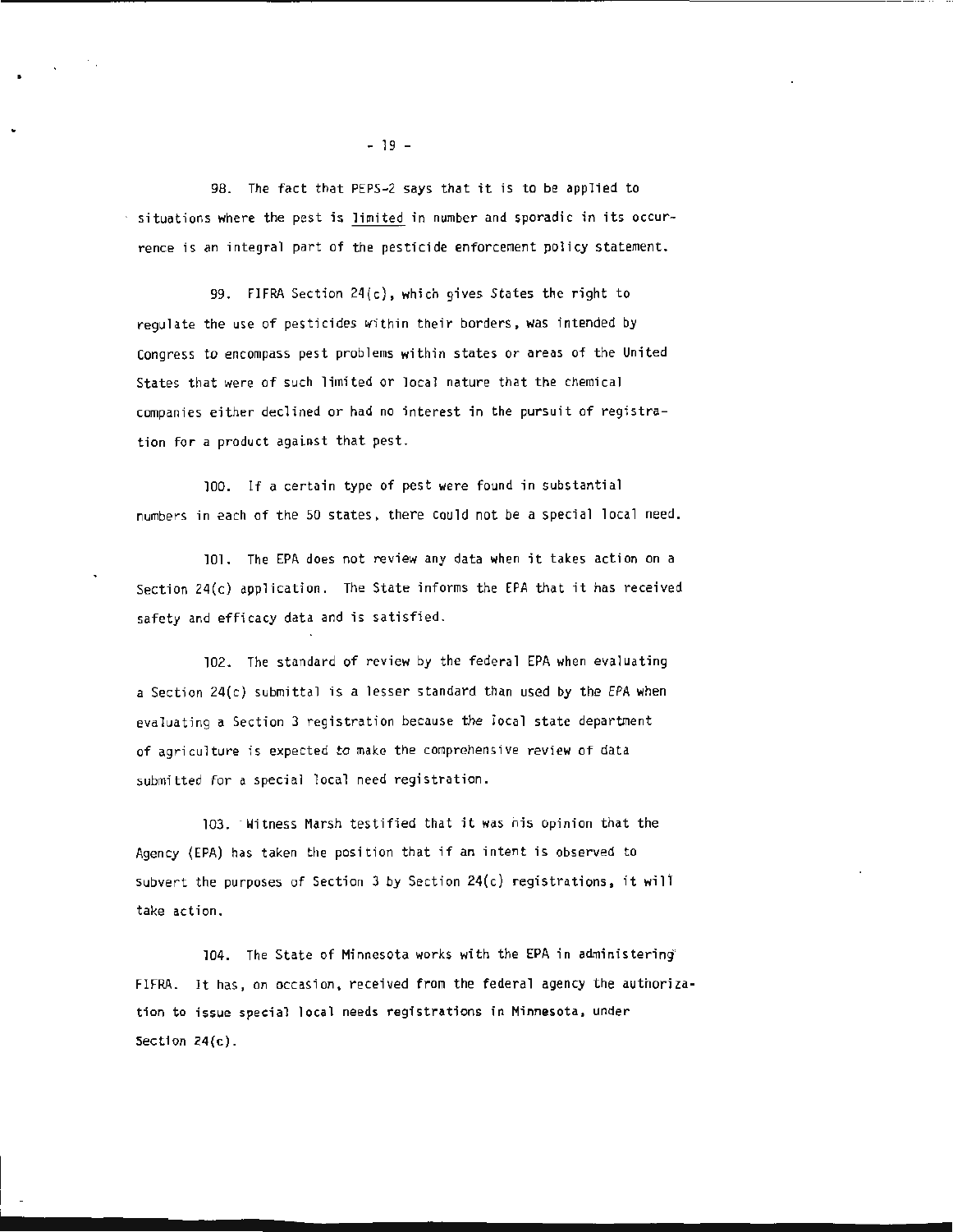98. The fact that PEPS-2 says that it is to be applied to situations where the pest is limited in number and sporadic in its occurrence is an integral part of the pesticide enforcement policy statement.

99. FIFRA Section 24(c), which gives States the right to regulate the use of pesticides within their borders, was intended by Congress to encompass pest problems within states or areas of the United States that were of such limited or local nature that the chemical companies either declined or had no interest in the pursuit of registration for a product against that pest.

100. If a certain type of pest were found in substantial numbers in each of the 50 states, there could not be a special local need.

101. The EPA does not review any data when it takes action on a Section 24(c) application. The State informs the EPA that it has received safety and efficacy data and is satisfied.

102. The standard of review by the federal EPA when evaluating a Section 24(c) submittal is a lesser standard than used by the EPA when evaluating a Section 3 registration because the local state department of agriculture is expected to make the comprehensive review of data submitted for a special local need registration.

103. Witness Marsh testified that it was his opinion that the Agency (EPA) has taken the position that if an intent is observed to subvert the purposes of Section 3 by Section 24(c) registrations, it will take action.

104. The State of Minnesota works with the EPA in administering FIFRA. It has, on occasion, received from the federal agency the authorization to issue special local needs registrations in Minnesota, under Section 24(c).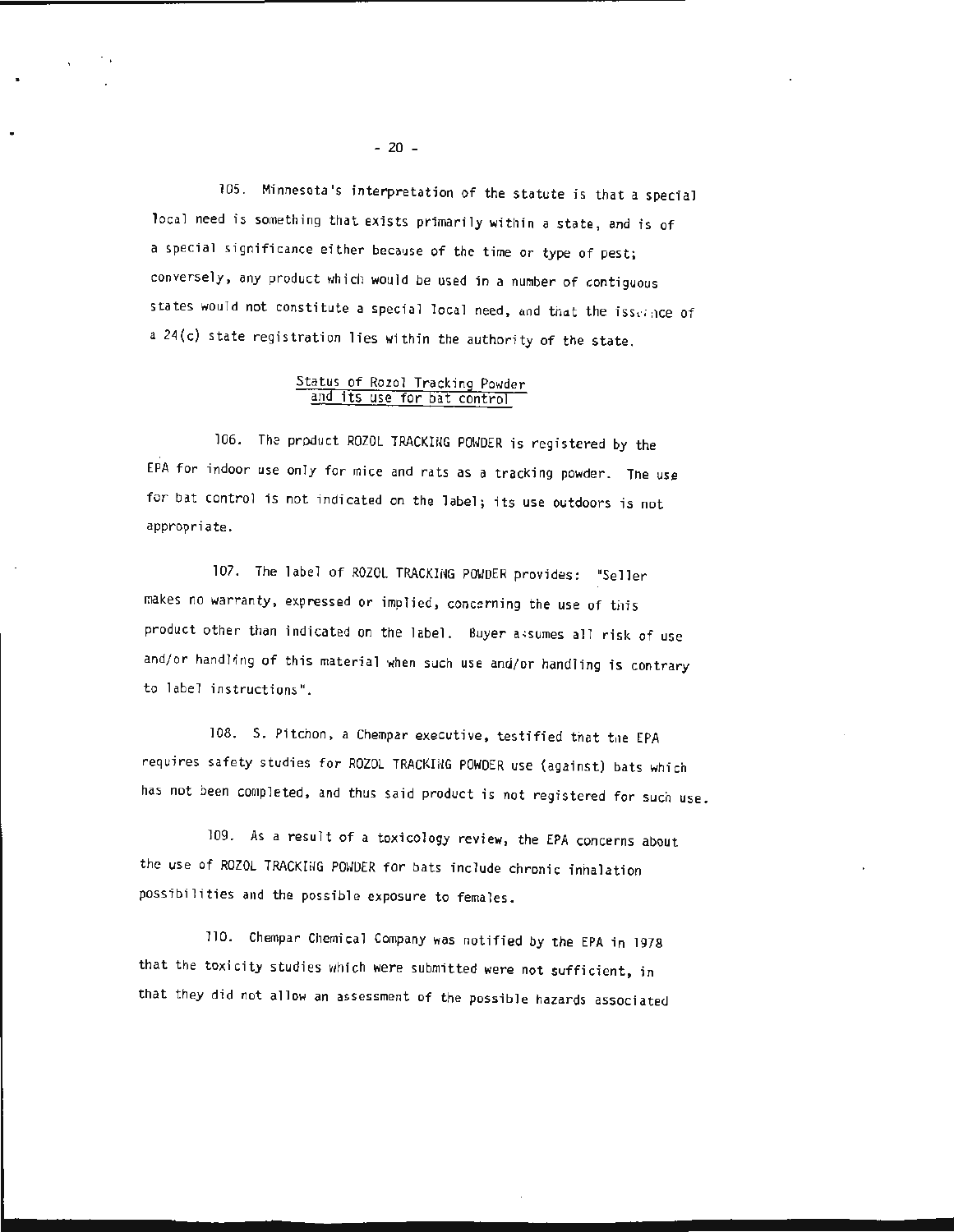105. Minnesota's interpretation of the statute is that a special local need is something that exists primarily within a state, and is of a special significance either because of the time or type of pest; conversely, any product which would be used in a number of contiguous states would not constitute a special local need, and that the issuance of a 24(c) state registration lies within the authority of the state.

## Status of Rozol Tracking Powder and its use for bat control

106. The product ROZOL TRACKING POWDER is registered by the EPA for indoor use only for mice and rats as a tracking powder. The use for bat control is not indicated on the label; its use outdoors is not appropriate.

107. The label of ROZOL TRACKING POWDER provides: "Seller makes no warranty, expressed or implied, concerning the use of this product other than indicated on the label. Buyer assumes all risk of use and/or handling of this material when such use and/or handling is contrary to label instructions".

108. S. Pitchon, a Chempar executive, testified that the EPA requires safety studies for ROZOL TRACKING POWDER use (against) bats which has not been completed, and thus said product is not registered for such use.

109. As a result of a toxicology review, the EPA concerns about the use of ROZOL TRACKING POWDER for bats include chronic inhalation possibilities and the possible exposure to females.

110. Chempar Chemical Company was notified by the EPA in 1978 that the toxicity studies which were submitted were not sufficient, in that they did not allow an assessment of the possible hazards associated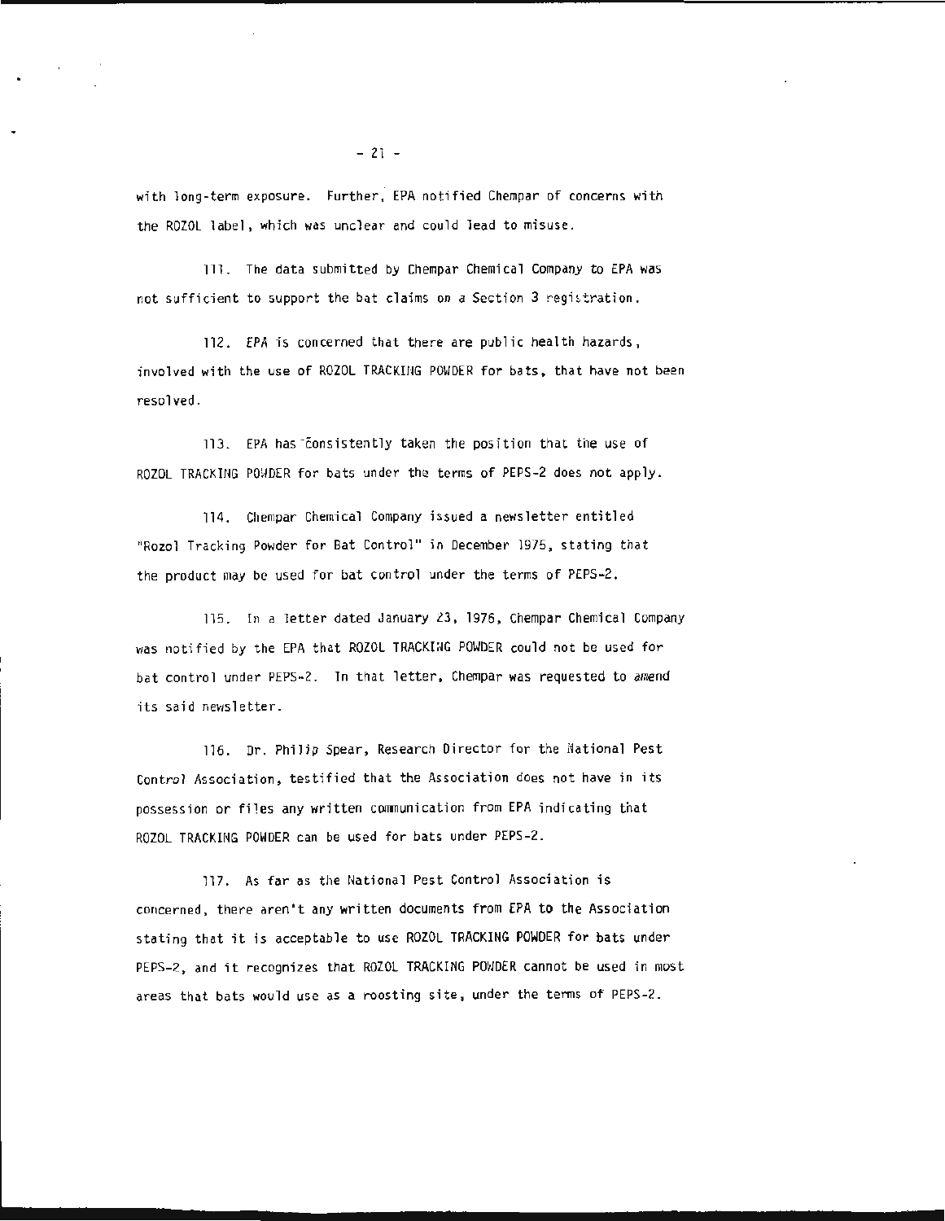with long-term exposure. Further, EPA notified Chempar of concerns with the ROZOL label, which was unclear and could lead to misuse.

111. The data submitted by Chempar Chemical Company to EPA was not sufficient to support the bat claims on a Section 3 registration.

112. EPA is concerned that there are public health hazards, involved with the use of ROZOL TRACKING POWDER for bats, that have not been resolved.

113. EPA has consistently taken the position that the use of ROZOL TRACKING POWDER for bats under the terms of PEPS-2 does not apply.

114. Chempar Chemical Company issued a newsletter entitled "Rozol Tracking Powder for Bat Control" in December 1975, stating that the product may be used for bat control under the terms of PEPS-2.

115. In a letter dated January 23, 1976, Chempar Chemical Company was notified by the EPA that ROZOL TRACKING POWDER could not be used for bat control under PEPS-2. In that letter, Chempar was requested to amend its said newsletter.

116. Dr. Philip Spear, Research Director for the National Pest Control Association, testified that the Association does not have in its possession or files any written communication from EPA indicating that ROZOL TRACKING POWDER can be used for bats under PEPS-2.

117. As far as the National Pest Control Association is concerned, there aren't any written documents from EPA to the Association stating that it is acceptable to use ROZOL TRACKING POWDER for bats under PEPS-2, and it recognizes that ROZOL TRACKING POWDER cannot be used in most areas that bats would use as a roosting site, under the terms of PEPS-2.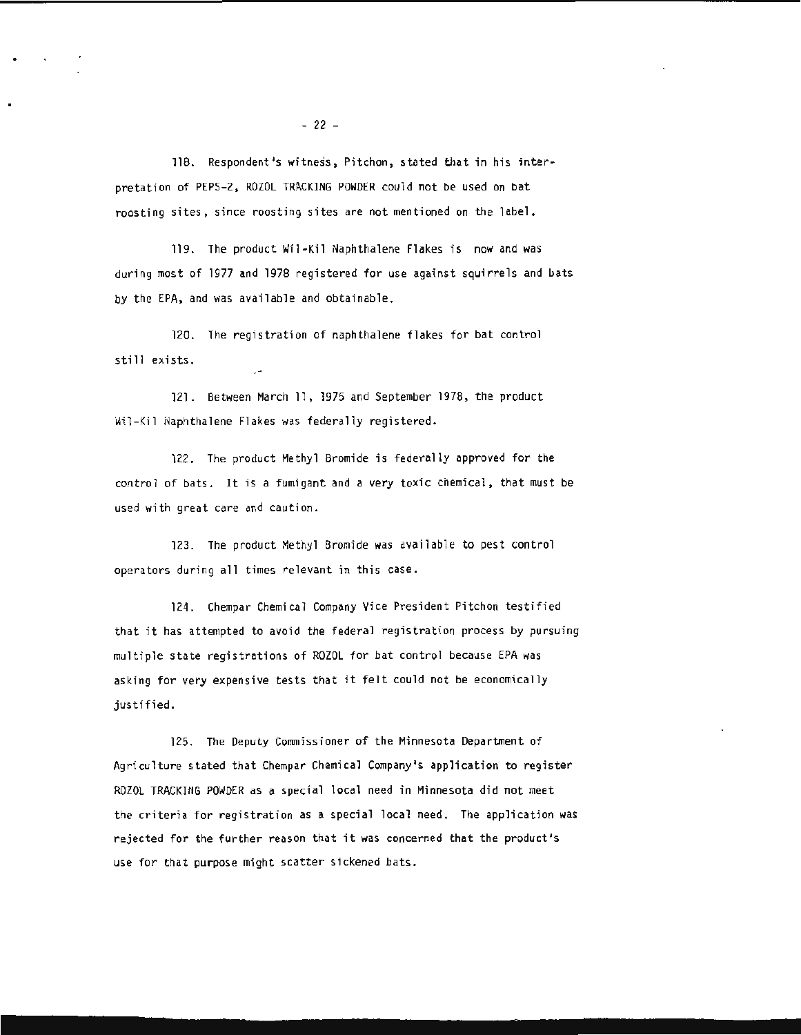118. Respondent's witness, Pitchon, stated that in his interpretation of PEPS-2, ROZOL TRACKING POWDER could not be used on bat roosting sites, since roosting sites are not mentioned on the label.

119. The product Wil-Kil Naphthalene Flakes is now and was during most of 1977 and 1978 registered for use against squirrels and bats by the EPA, and was available and obtainable.

120. The registration of naphthalene flakes for bat control still exists.

121. Between March 11, 1975 and September 1978, the product Wil-Kil Naphthalene Flakes was federally registered.

122. The product Methyl Bromide is federally approved for the control of bats. It is a fumigant and a very toxic chemical, that must be used with great care and caution.

123. The product Methyl Bromide was available to pest control operators during all times relevant in this case.

124. Chempar Chemical Company Vice President Pitchon testified that it has attempted to avoid the federal registration process by pursuing multiple state registrations of ROZOL for bat control because EPA was asking for very expensive tests that it felt could not be economically justified.

125. The Deputy Commissioner of the Minnesota Department of Agriculture stated that Chempar Chemical Company's application to register ROZOL TRACKING POWDER as a special local need in Minnesota did not meet the criteria for registration as a special local need. The application was rejected for the further reason that it was concerned that the product's use for that purpose might scatter sickened bats.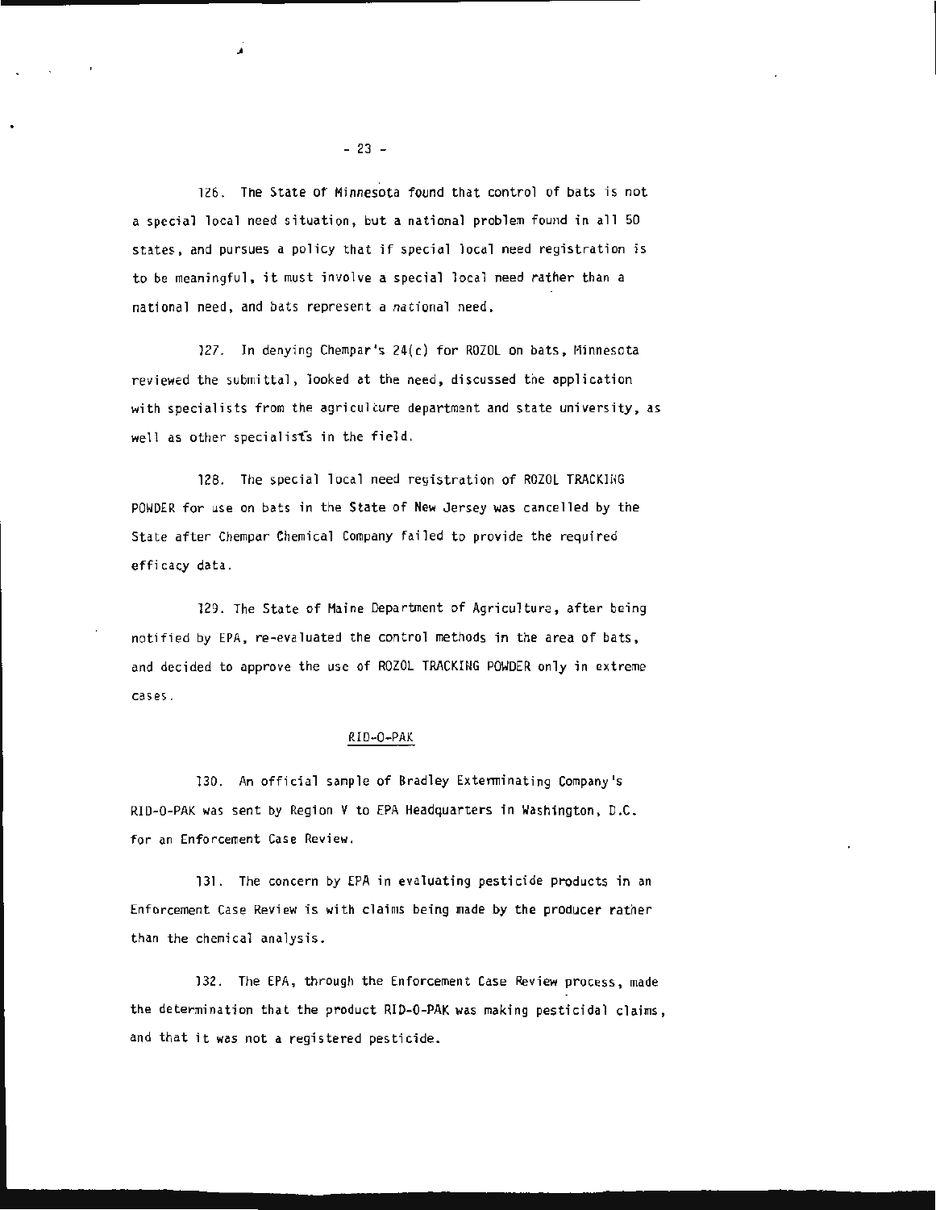126. The State of Minnesota found that control of bats is not a special local need situation, but a national problem found in all 50 states, and pursues a policy that if special local need registration is to be meaningful, it must involve a special local need rather than a national need, and bats represent a national need.

127. In denying Chempar's 24(c) for ROZOL on bats, Minnesota reviewed the submittal, looked at the need, discussed the application with specialists from the agriculture department and state university, as well as other specialists in the field.

128. The special local need registration of ROZOL TRACKING POWDER for use on bats in the State of New Jersey was cancelled by the State after Chempar Chemical Company failed to provide the required efficacy data.

129. The State of Maine Department of Agriculture, after being notified by EPA, re-evaluated the control methods in the area of bats, and decided to approve the use of ROZOL TRACKING POWDER only in extreme cases.

RID-O-PAK

130. An official sample of Bradley Exterminating Company's RID-O-PAK was sent by Region V to EPA Headquarters in Washington, D.C. for an Enforcement Case Review.

131. The concern by EPA in evaluating pesticide products in an Enforcement Case Review is with claims being made by the producer rather than the chemical analysis.

132. The EPA, through the Enforcement Case Review process, made the determination that the product RID-O-PAK was making pesticidal claims, and that it was not a registered pesticide.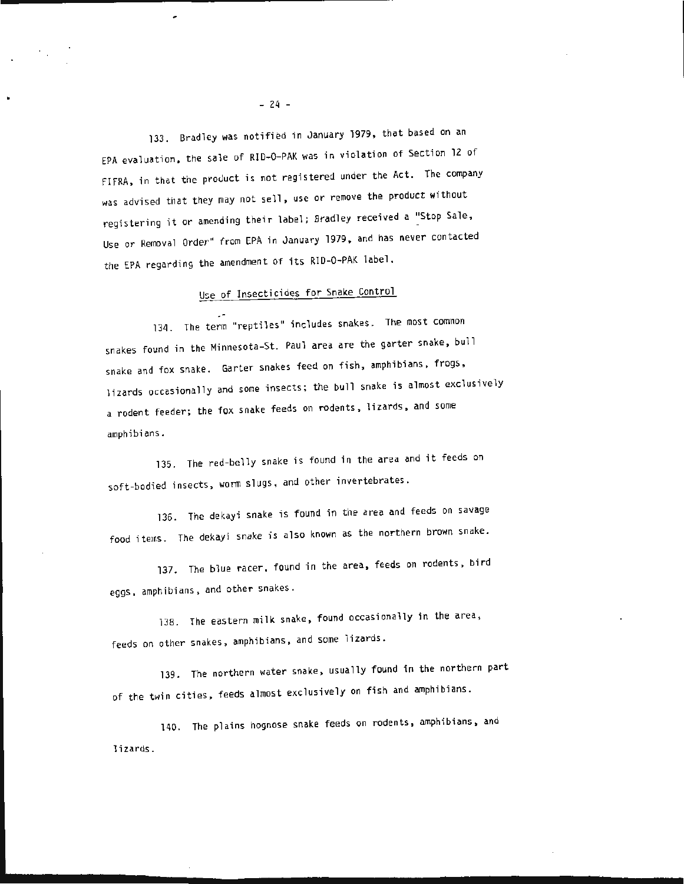133. Bradley was notified in January 1979, that based on an EPA evaluation, the sale of RID-O-PAK was in violation of Section 12 of FIFRA, in that the product is not registered under the Act. The company was advised that they may not sell, use or remove the product without registering it or amending their label; Bradley received a "Stop Sale, Use or Removal Order" from EPA in January 1979, and has never contacted the EPA regarding the amendment of its RID-O-PAK label.

## Use of Insecticides for Snake Control

134. The term "reptiles" includes snakes. The most common snakes found in the Minnesota-St. Paul area are the garter snake, bull snake and fox snake. Garter snakes feed on fish, amphibians, frogs, lizards occasionally and some insects; the bull snake is almost exclusively a rodent feeder; the fox snake feeds on rodents, lizards, and some amphibians.

135. The red-belly snake is found in the area and it feeds on soft-bodied insects, worm slugs, and other invertebrates.

136. The dekayi snake is found in the area and feeds on savage food items. The dekayi snake is also known as the northern brown snake.

137. The blue racer, found in the area, feeds on rodents, bird eggs, amphibians, and other snakes.

138. The eastern milk snake, found occasionally in the area, feeds on other snakes, amphibians, and some lizards.

139. The northern water snake, usually found in the northern part of the twin cities, feeds almost exclusively on fish and amphibians.

140. The plains hognose snake feeds on rodents, amphibians, and lizards.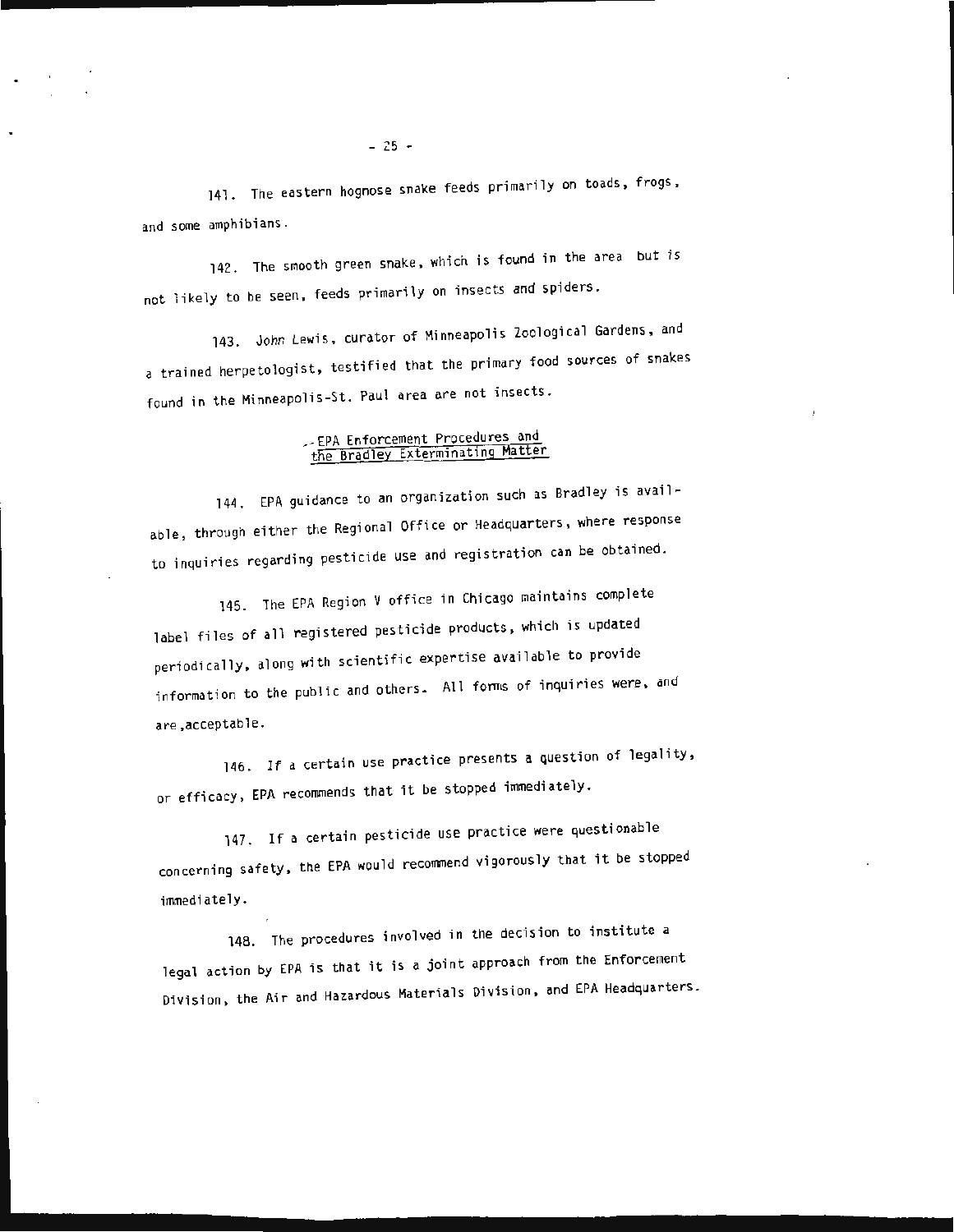141. The eastern hognose snake feeds primarily on toads, frogs, and some amphibians.

142. The smooth green snake, which is found in the area but is not likely to be seen, feeds primarily on insects and spiders.

143. John Lewis, curator of Minneapolis Zoological Gardens, and a trained herpetologist, testified that the primary food sources of snakes found in the Minneapolis-St. Paul area are not insects.

## EPA Enforcement Procedures and the Bradley Exterminating Matter

144. EPA guidance to an organization such as Bradley is available, through either the Regional Office or Headquarters, where response to inquiries regarding pesticide use and registration can be obtained.

145. The EPA Region V office in Chicago maintains complete label files of all registered pesticide products, which is updated periodically, along with scientific expertise available to provide information to the public and others. All forms of inquiries were, and are,acceptable.

146. If a certain use practice presents a question of legality, or efficacy, EPA recommends that it be stopped immediately.

147. If a certain pesticide use practice were questionable concerning safety, the EPA would recommend vigorously that it be stopped immediately.

148. The procedures involved in the decision to institute a legal action by EPA is that it is a joint approach from the Enforcement Division, the Air and Hazardous Materials Division, and EPA Headquarters.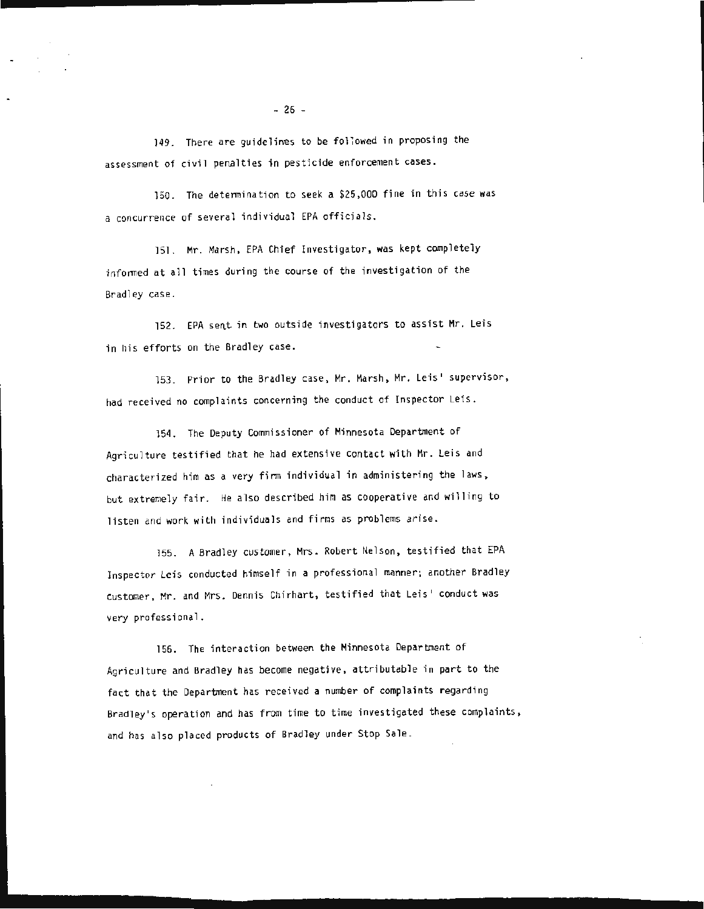149. There are guidelines to be followed in proposing the assessment of civil penalties in pesticide enforcement cases.

150. The determination to seek a $25,000 fine in this case was a concurrence of several individual EPA officials.

151. Mr. Marsh, EPA Chief Investigator, was kept completely informed at all times during the course of the investigation of the Bradley case.

152. EPA sent in two outside investigators to assist Mr. Leis in his efforts on the Bradley case.

153. Prior to the Bradley case, Mr. Marsh, Mr. Leis' supervisor, had received no complaints concerning the conduct of Inspector Leis.

154. The Deputy Commissioner of Minnesota Department of Agriculture testified that he had extensive contact with Mr. Leis and characterized him as a very firm individual in administering the laws, but extremely fair. He also described him as cooperative and willing to listen and work with individuals and firms as problems arise.

155. A Bradley customer, Mrs. Robert Nelson, testified that EPA Inspector Leis conducted himself in a professional manner; another Bradley customer, Mr. and Mrs. Dennis Chirhart, testified that Leis' conduct was very professional.

156. The interaction between the Minnesota Department of Agriculture and Bradley has become negative, attributable in part to the fact that the Department has received a number of complaints regarding Bradley's operation and has from time to time investigated these complaints, and has also placed products of Bradley under Stop Sale.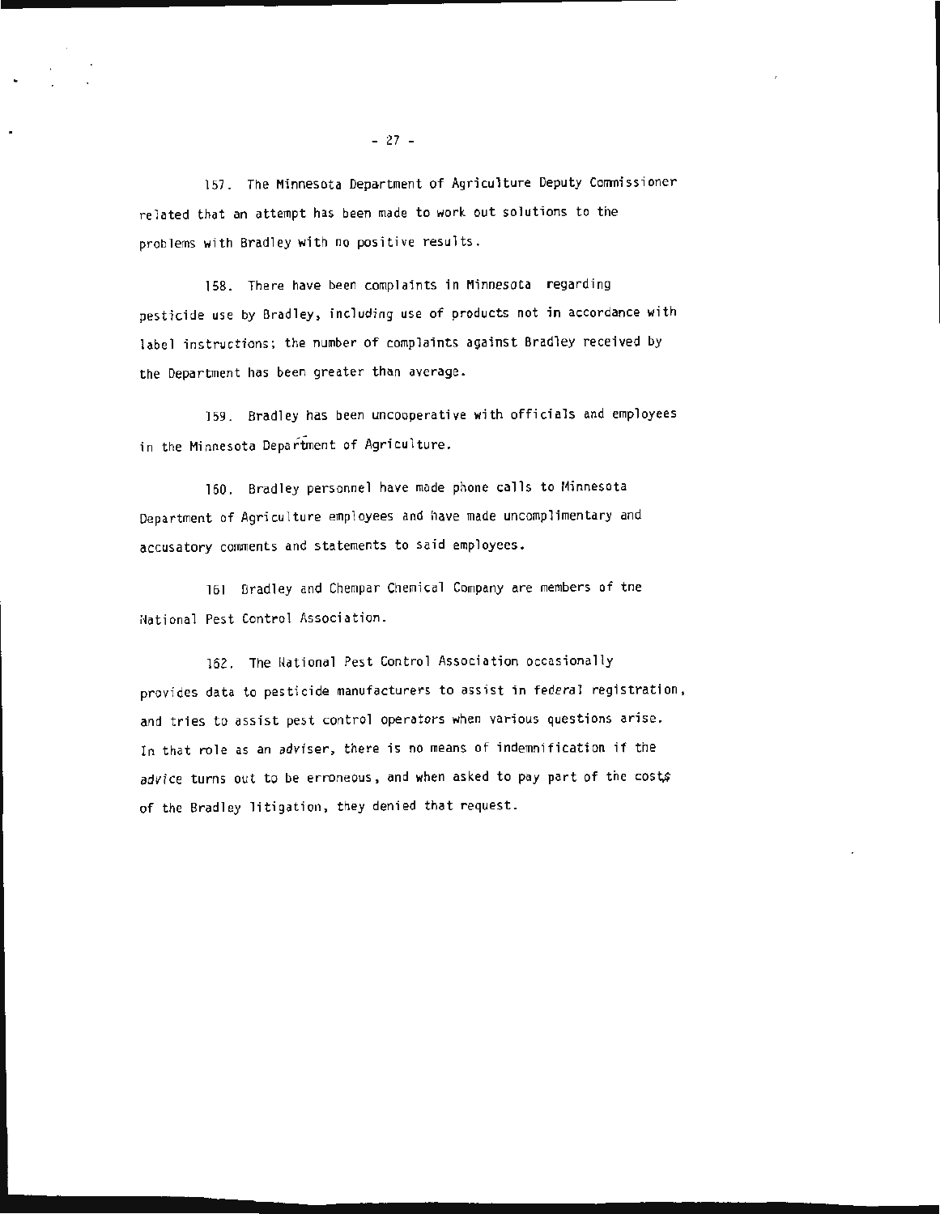157. The Minnesota Department of Agriculture Deputy Commissioner related that an attempt has been made to work out solutions to the problems with Bradley with no positive results.

158. There have been complaints in Minnesota regarding pesticide use by Bradley, including use of products not in accordance with label instructions; the number of complaints against Bradley received by the Department has been greater than average.

159. Bradley has been uncooperative with officials and employees in the Minnesota Department of Agriculture.

160. Bradley personnel have made phone calls to Minnesota Department of Agriculture employees and have made uncomplimentary and accusatory comments and statements to said employees.

161 Bradley and Chempar Chemical Company are members of the National Pest Control Association.

162. The National Pest Control Association occasionally provides data to pesticide manufacturers to assist in federal registration, and tries to assist pest control operators when various questions arise. In that role as an adviser, there is no means of indemnification if the advice turns out to be erroneous, and when asked to pay part of the costs of the Bradley litigation, they denied that request.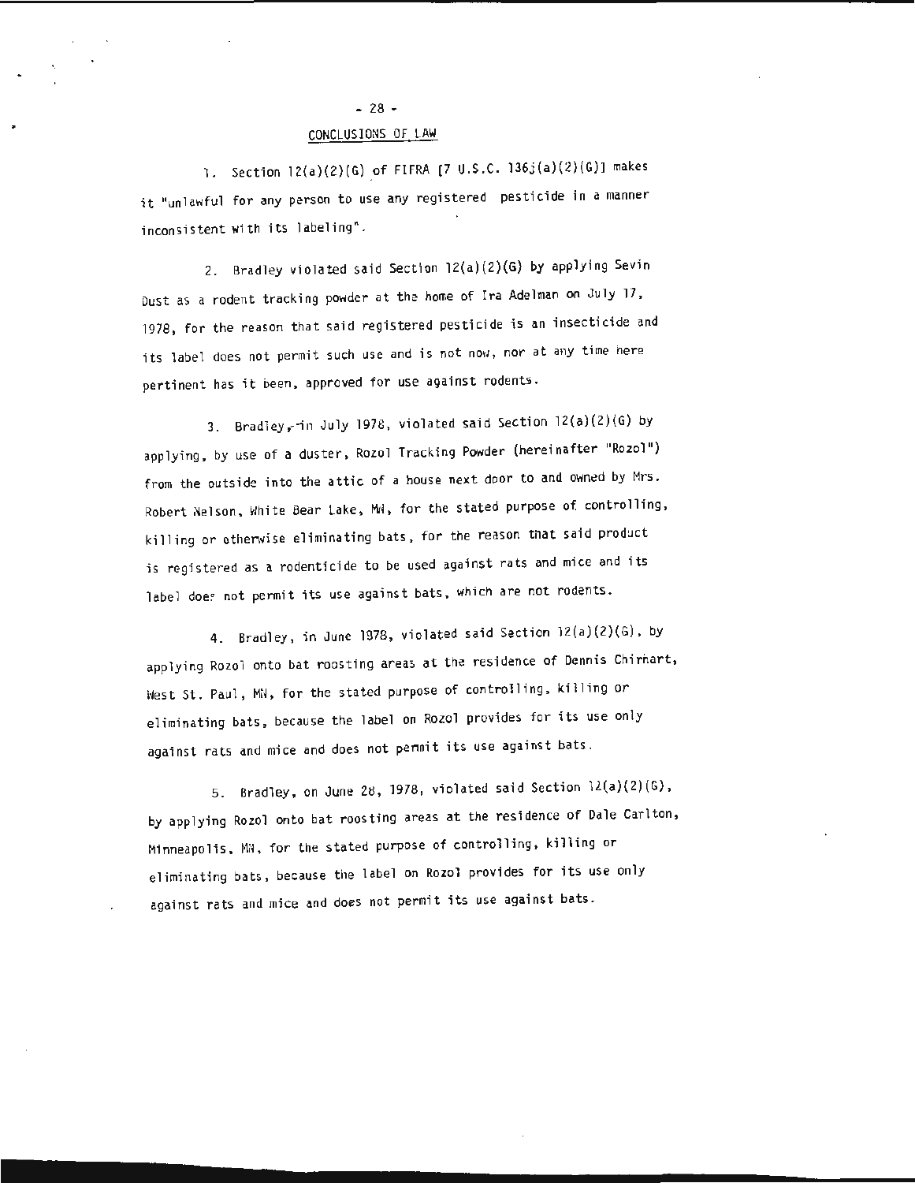## CONCLUSIONS OF LAW

1. Section 12(a)(2)(G) of FIFRA [7 U.S.C. 136j(a)(2)(G)] makes it "unlawful for any person to use any registered pesticide in a manner inconsistent with its labeling".

2. Bradley violated said Section 12(a)(2)(G) by applying Sevin Dust as a rodent tracking powder at the home of Ira Adelman on July 17, 1978, for the reason that said registered pesticide is an insecticide and its label does not permit such use and is not now, nor at any time here pertinent has it been, approved for use against rodents.

3. Bradley, in July 1978, violated said Section 12(a)(2)(G) by applying, by use of a duster, Rozol Tracking Powder (hereinafter "Rozol") from the outside into the attic of a house next door to and owned by Mrs. Robert Nelson, White Bear Lake, MN, for the stated purpose of controlling, killing or otherwise eliminating bats, for the reason that said product is registered as a rodenticide to be used against rats and mice and its label does not permit its use against bats, which are not rodents.

4. Bradley, in June 1978, violated said Section 12(a)(2)(G), by applying Rozol onto bat roosting areas at the residence of Dennis Chirhart, West St. Paul, MN, for the stated purpose of controlling, killing or eliminating bats, because the label on Rozol provides for its use only against rats and mice and does not permit its use against bats.

5. Bradley, on June 28, 1978, violated said Section 12(a)(2)(G), by applying Rozol onto bat roosting areas at the residence of Dale Carlton, Minneapolis, MN, for the stated purpose of controlling, killing or eliminating bats, because the label on Rozol provides for its use only against rats and mice and does not permit its use against bats.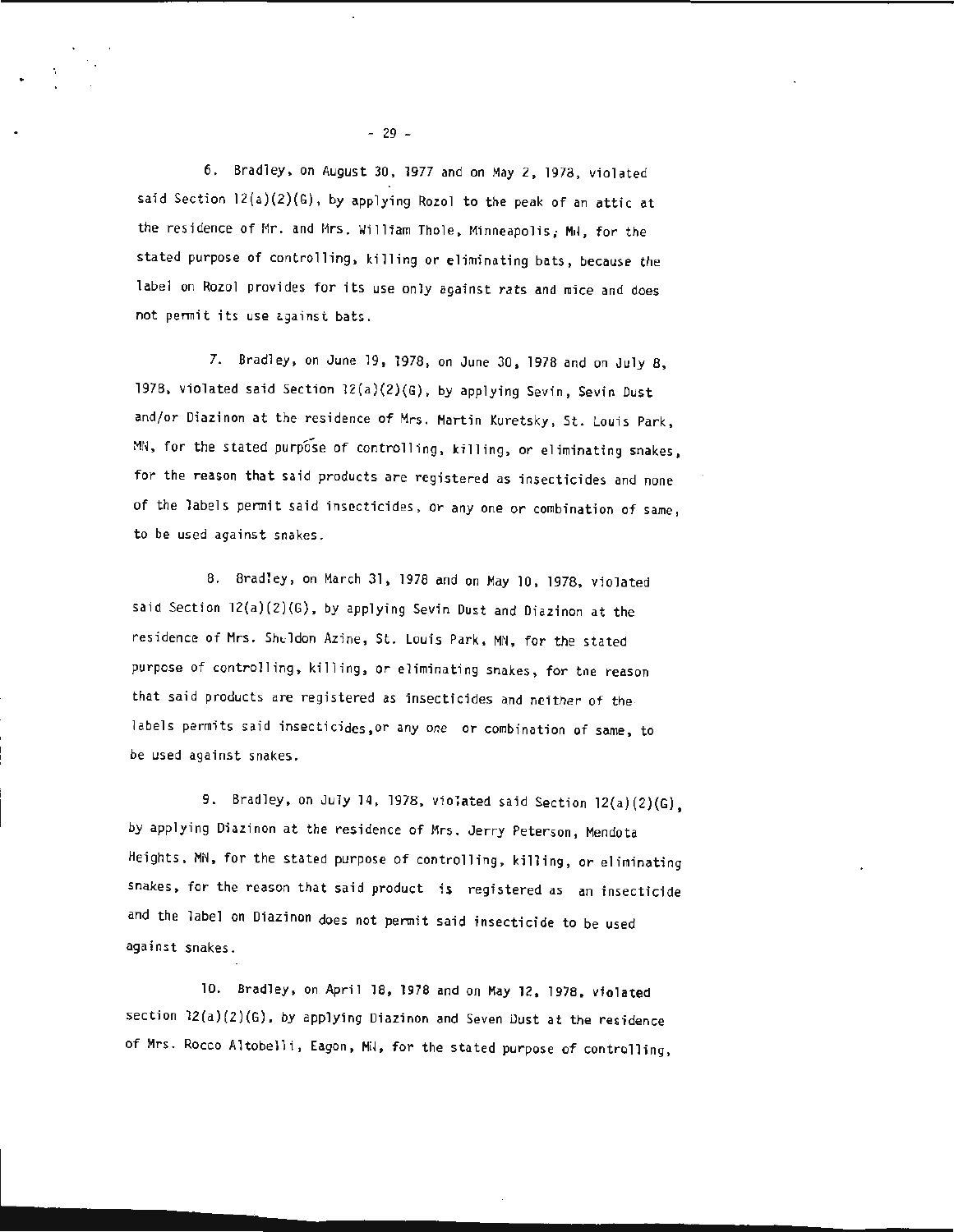6. Bradley, on August 30, 1977 and on May 2, 1978, violated said Section 12(a)(2)(G), by applying Rozol to the peak of an attic at the residence of Mr. and Mrs. William Thole, Minneapolis, MN, for the stated purpose of controlling, killing or eliminating bats, because the label on Rozol provides for its use only against rats and mice and does not permit its use against bats.

7. Bradley, on June 19, 1978, on June 30, 1978 and on July 8, 1978, violated said Section 12(a)(2)(G), by applying Sevin, Sevin Dust and/or Diazinon at the residence of Mrs. Martin Kuretsky, St. Louis Park, MN, for the stated purpose of controlling, killing, or eliminating snakes, for the reason that said products are registered as insecticides and none of the labels permit said insecticides, or any one or combination of same, to be used against snakes.

8. Bradley, on March 31, 1978 and on May 10, 1978, violated said Section 12(a)(2)(G), by applying Sevin Dust and Diazinon at the residence of Mrs. Sheldon Azine, St. Louis Park, MN, for the stated purpose of controlling, killing, or eliminating snakes, for the reason that said products are registered as insecticides and neither of the labels permits said insecticides, or any one or combination of same, to be used against snakes.

9. Bradley, on July 14, 1978, violated said Section 12(a)(2)(G), by applying Diazinon at the residence of Mrs. Jerry Peterson, Mendota Heights, MN, for the stated purpose of controlling, killing, or eliminating snakes, for the reason that said product is registered as an insecticide and the label on Diazinon does not permit said insecticide to be used against snakes.

10. Bradley, on April 18, 1978 and on May 12, 1978, violated section 12(a)(2)(G), by applying Diazinon and Seven Dust at the residence of Mrs. Rocco Altobelli, Eagon, MN, for the stated purpose of controlling,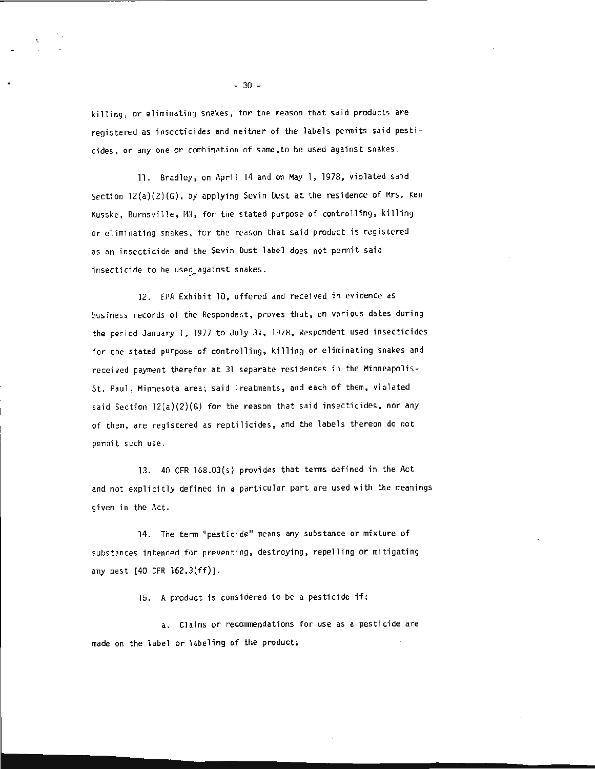killing, or eliminating snakes, for the reason that said products are registered as insecticides and neither of the labels permits said pesticides, or any one or combination of same, to be used against snakes.

11. Bradley, on April 14 and on May 1, 1978, violated said Section 12(a)(2)(G), by applying Sevin Dust at the residence of Mrs. Ken Kusske, Burnsville, MN, for the stated purpose of controlling, killing or eliminating snakes, for the reason that said product is registered as an insecticide and the Sevin Dust label does not permit said insecticide to be used against snakes.

12. EPA Exhibit 10, offered and received in evidence as business records of the Respondent, proves that, on various dates during the period January 1, 1977 to July 31, 1978, Respondent used insecticides for the stated purpose of controlling, killing or eliminating snakes and received payment therefor at 31 separate residences in the Minneapolis-St. Paul, Minnesota area; said treatments, and each of them, violated said Section 12(a)(2)(G) for the reason that said insecticides, nor any of them, are registered as reptilicides, and the labels thereon do not permit such use.

13. 40 CFR 168.03(s) provides that terms defined in the Act and not explicitly defined in a particular part are used with the meanings given in the Act.

14. The term "pesticide" means any substance or mixture of substances intended for preventing, destroying, repelling or mitigating any pest [40 CFR 162.3(ff)].

15. A product is considered to be a pesticide if:

a. Claims or recommendations for use as a pesticide are made on the label or labeling of the product;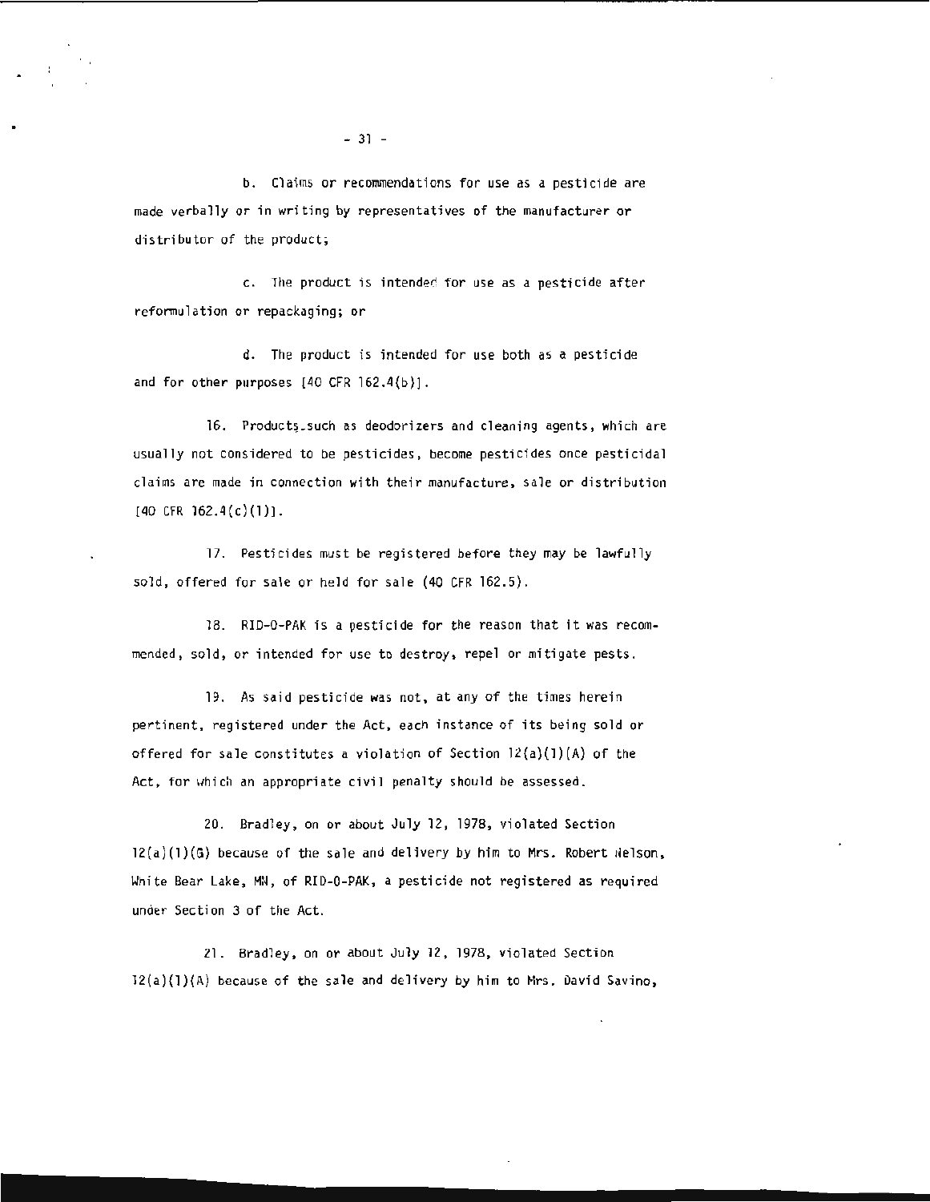b. Claims or recommendations for use as a pesticide are made verbally or in writing by representatives of the manufacturer or distributor of the product;

c. The product is intended for use as a pesticide after reformulation or repackaging; or

d. The product is intended for use both as a pesticide and for other purposes [40 CFR 162.4(b)].

16. Products such as deodorizers and cleaning agents, which are usually not considered to be pesticides, become pesticides once pesticidal claims are made in connection with their manufacture, sale or distribution [40 CFR 162.4(c)(1)].

17. Pesticides must be registered before they may be lawfully sold, offered for sale or held for sale (40 CFR 162.5).

18. RID-O-PAK is a pesticide for the reason that it was recommended, sold, or intended for use to destroy, repel or mitigate pests.

19. As said pesticide was not, at any of the times herein pertinent, registered under the Act, each instance of its being sold or offered for sale constitutes a violation of Section 12(a)(1)(A) of the Act, for which an appropriate civil penalty should be assessed.

20. Bradley, on or about July 12, 1978, violated Section 12(a)(1)(G) because of the sale and delivery by him to Mrs. Robert Nelson, White Bear Lake, MN, of RID-O-PAK, a pesticide not registered as required under Section 3 of the Act.

21. Bradley, on or about July 12, 1978, violated Section 12(a)(1)(A) because of the sale and delivery by him to Mrs. David Savino,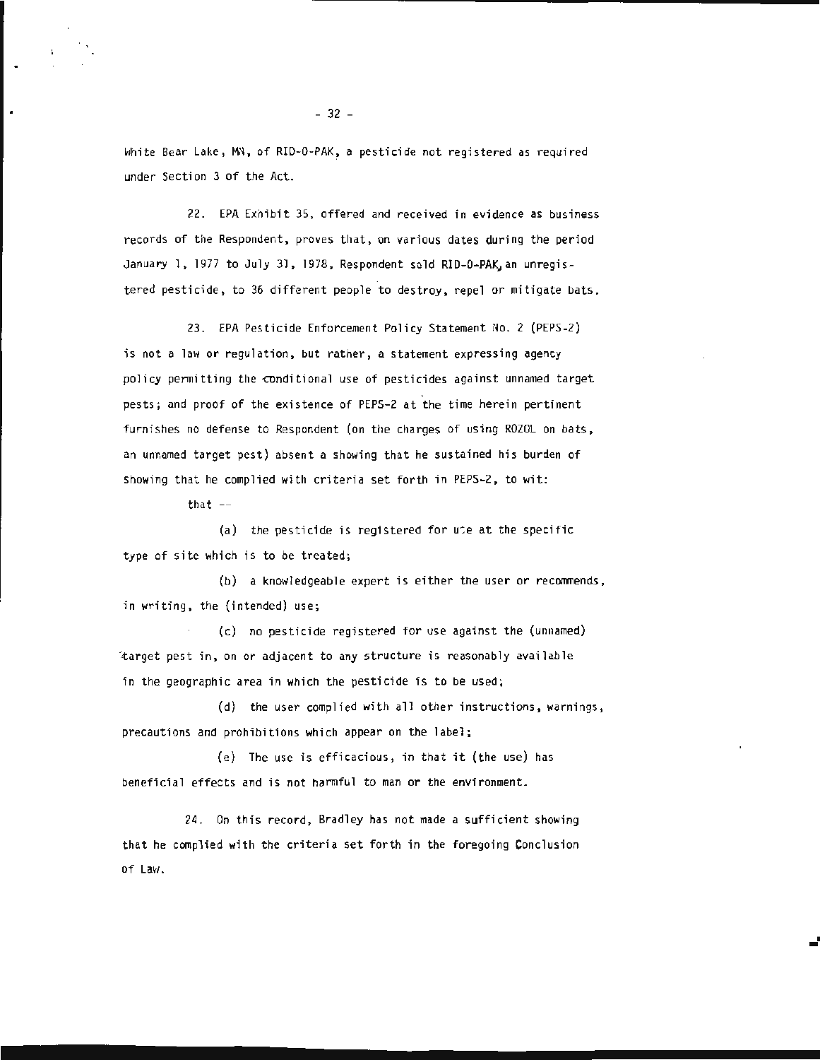White Bear Lake, MN, of RID-O-PAK, a pesticide not registered as required under Section 3 of the Act.

22. EPA Exhibit 35, offered and received in evidence as business records of the Respondent, proves that, on various dates during the period January 1, 1977 to July 31, 1978, Respondent sold RID-O-PAK, an unregistered pesticide, to 36 different people to destroy, repel or mitigate bats.

23. EPA Pesticide Enforcement Policy Statement No. 2 (PEPS-2) is not a law or regulation, but rather, a statement expressing agency policy permitting the conditional use of pesticides against unnamed target pests; and proof of the existence of PEPS-2 at the time herein pertinent furnishes no defense to Respondent (on the charges of using ROZOL on bats, an unnamed target pest) absent a showing that he sustained his burden of showing that he complied with criteria set forth in PEPS-2, to wit:

that --

(a) the pesticide is registered for use at the specific type of site which is to be treated;

(b) a knowledgeable expert is either the user or recommends, in writing, the (intended) use;

(c) no pesticide registered for use against the (unnamed) target pest in, on or adjacent to any structure is reasonably available in the geographic area in which the pesticide is to be used;

(d) the user complied with all other instructions, warnings, precautions and prohibitions which appear on the label;

(e) The use is efficacious, in that it (the use) has beneficial effects and is not harmful to man or the environment.

24. On this record, Bradley has not made a sufficient showing that he complied with the criteria set forth in the foregoing Conclusion of Law.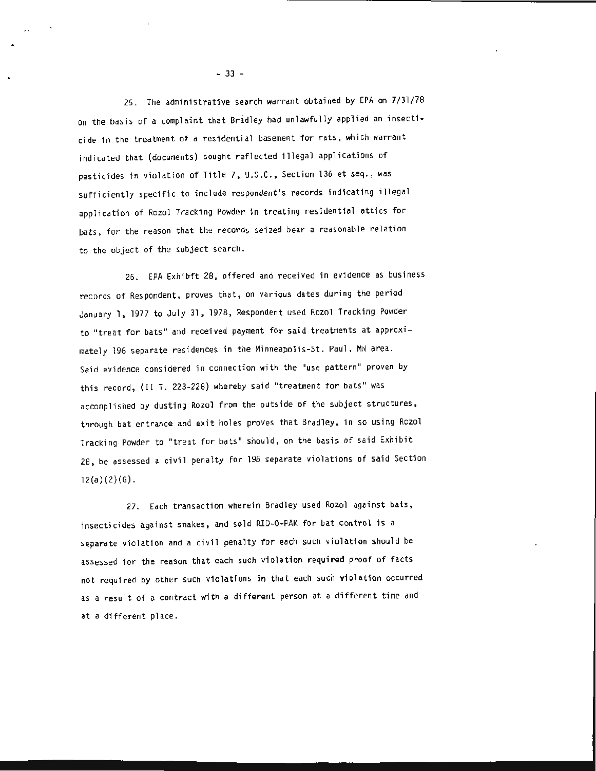25. The administrative search warrant obtained by EPA on 7/31/78 on the basis of a complaint that Bradley had unlawfully applied an insecticide in the treatment of a residential basement for rats, which warrant indicated that (documents) sought reflected illegal applications of pesticides in violation of Title 7, U.S.C., Section 136 et seq., was sufficiently specific to include respondent's records indicating illegal application of Rozol Tracking Powder in treating residential attics for bats, for the reason that the records seized bear a reasonable relation to the object of the subject search.

26. EPA Exhibit 28, offered and received in evidence as business records of Respondent, proves that, on various dates during the period January 1, 1977 to July 31, 1978, Respondent used Rozol Tracking Powder to "treat for bats" and received payment for said treatments at approximately 196 separate residences in the Minneapolis-St. Paul, MN area. Said evidence considered in connection with the "use pattern" proven by this record, (II T. 223-228) whereby said "treatment for bats" was accomplished by dusting Rozol from the outside of the subject structures, through bat entrance and exit holes proves that Bradley, in so using Rozol Tracking Powder to "treat for bats" should, on the basis of said Exhibit 28, be assessed a civil penalty for 196 separate violations of said Section 12(a)(2)(G).

27. Each transaction wherein Bradley used Rozol against bats, insecticides against snakes, and sold RID-O-PAK for bat control is a separate violation and a civil penalty for each such violation should be assessed for the reason that each such violation required proof of facts not required by other such violations in that each such violation occurred as a result of a contract with a different person at a different time and at a different place.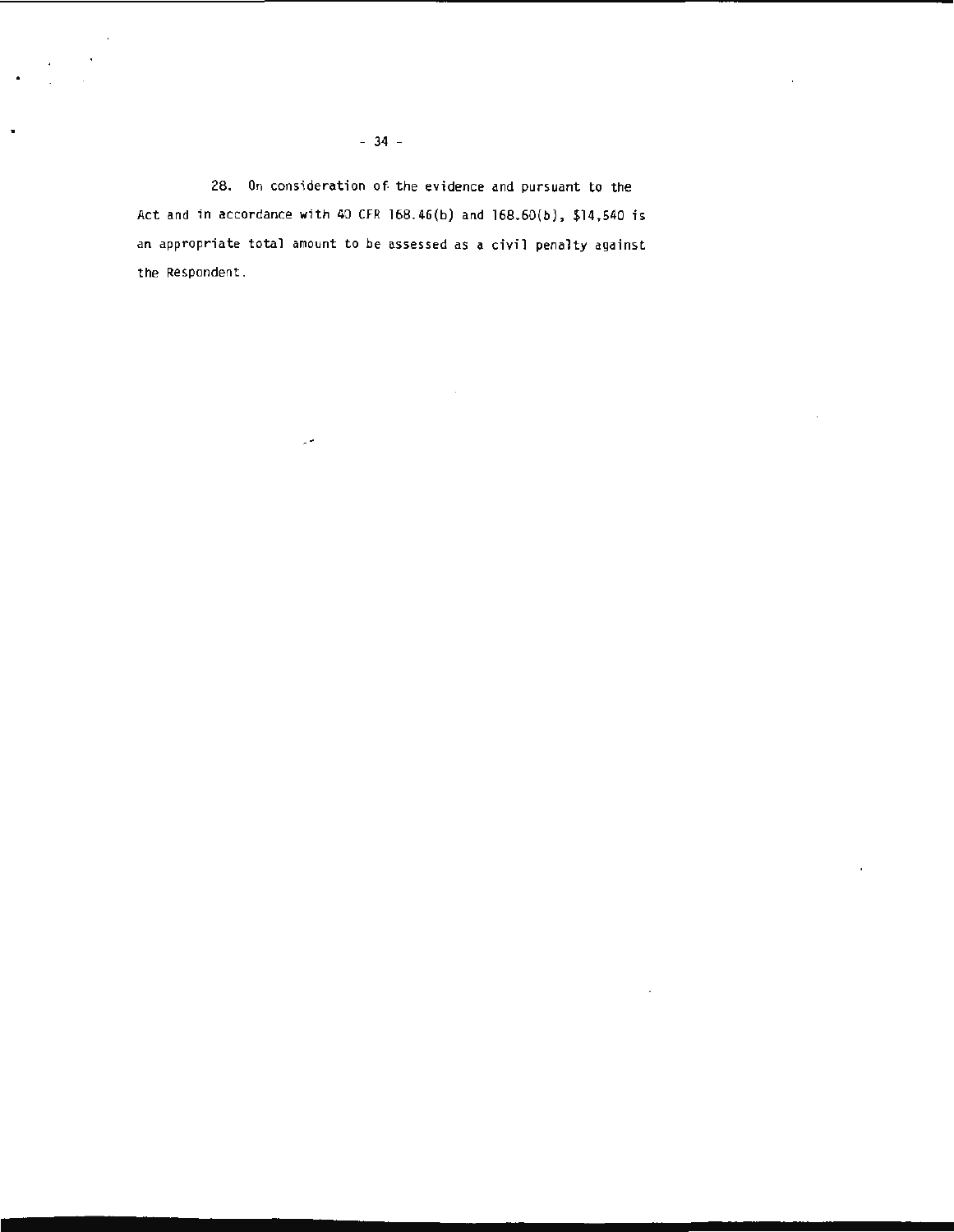28. On consideration of the evidence and pursuant to the Act and in accordance with 40 CFR 168.46(b) and 168.60(b), $14,540 is an appropriate total amount to be assessed as a civil penalty against the Respondent.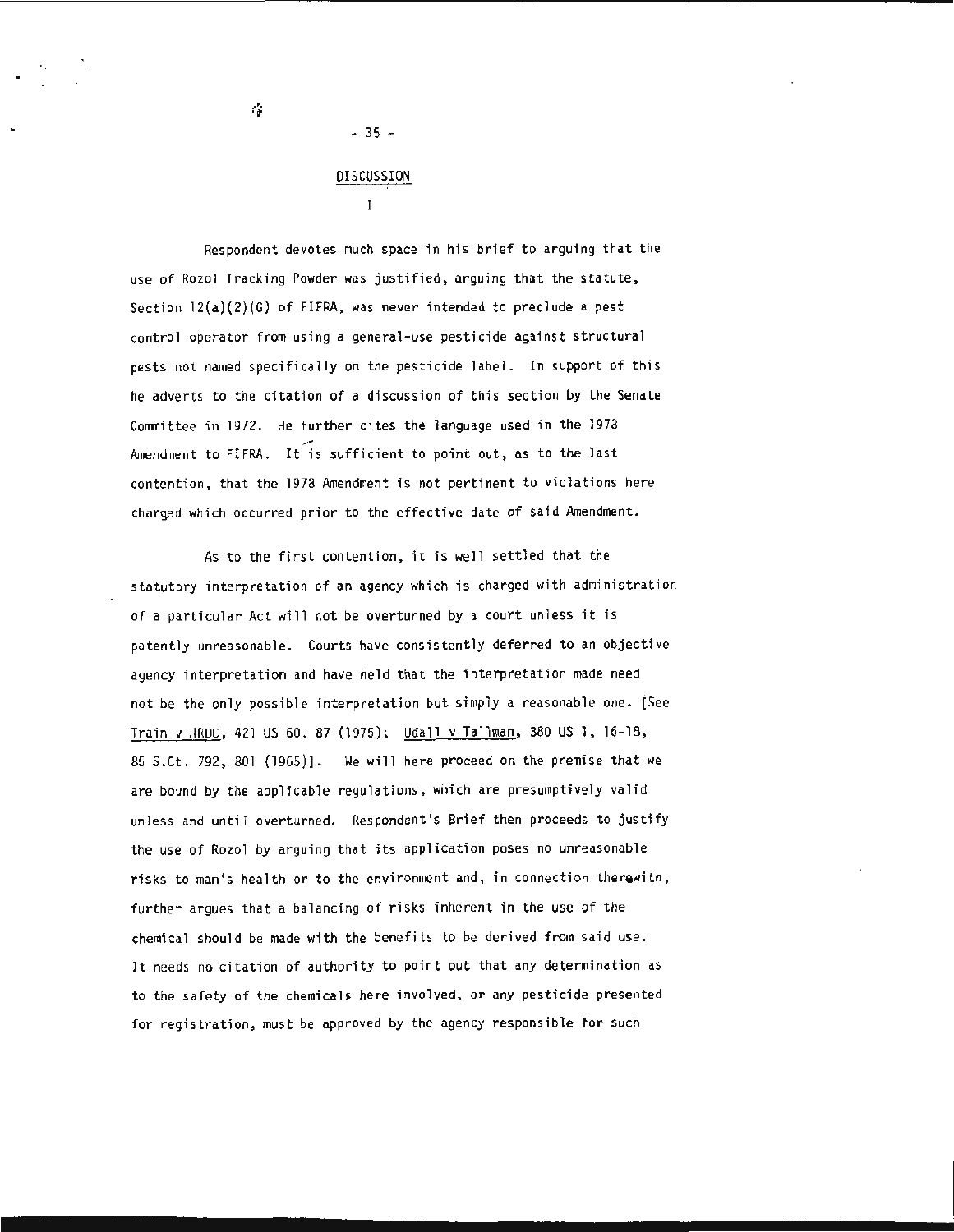## DISCUSSION

### I

Respondent devotes much space in his brief to arguing that the use of Rozol Tracking Powder was justified, arguing that the statute, Section 12(a)(2)(G) of FIFRA, was never intended to preclude a pest control operator from using a general-use pesticide against structural pests not named specifically on the pesticide label. In support of this he adverts to the citation of a discussion of this section by the Senate Committee in 1972. He further cites the language used in the 1978 Amendment to FIFRA. It is sufficient to point out, as to the last contention, that the 1978 Amendment is not pertinent to violations here charged which occurred prior to the effective date of said Amendment.

As to the first contention, it is well settled that the statutory interpretation of an agency which is charged with administration of a particular Act will not be overturned by a court unless it is patently unreasonable. Courts have consistently deferred to an objective agency interpretation and have held that the interpretation made need not be the only possible interpretation but simply a reasonable one. [See Train v NRDC, 421 US 60, 87 (1975); Udall v Tallman, 380 US 1, 16-18, 85 S.Ct. 792, 801 (1965)]. We will here proceed on the premise that we are bound by the applicable regulations, which are presumptively valid unless and until overturned. Respondent's Brief then proceeds to justify the use of Rozol by arguing that its application poses no unreasonable risks to man's health or to the environment and, in connection therewith, further argues that a balancing of risks inherent in the use of the chemical should be made with the benefits to be derived from said use. It needs no citation of authority to point out that any determination as to the safety of the chemicals here involved, or any pesticide presented for registration, must be approved by the agency responsible for such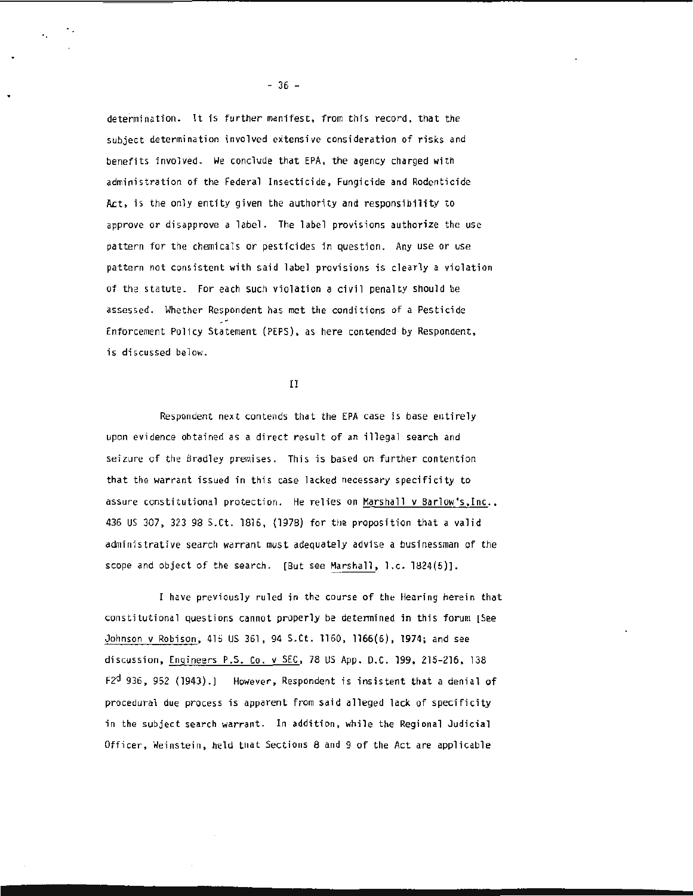determination. It is further manifest, from this record, that the subject determination involved extensive consideration of risks and benefits involved. We conclude that EPA, the agency charged with administration of the Federal Insecticide, Fungicide and Rodenticide Act, is the only entity given the authority and responsibility to approve or disapprove a label. The label provisions authorize the use pattern for the chemicals or pesticides in question. Any use or use pattern not consistent with said label provisions is clearly a violation of the statute. For each such violation a civil penalty should be assessed. Whether Respondent has met the conditions of a Pesticide Enforcement Policy Statement (PEPS), as here contended by Respondent, is discussed below.

II

Respondent next contends that the EPA case is base entirely upon evidence obtained as a direct result of an illegal search and seizure of the Bradley premises. This is based on further contention that the warrant issued in this case lacked necessary specificity to assure constitutional protection. He relies on Marshall v Barlow's, Inc., 436 US 307, 323 98 S.Ct. 1816, (1978) for the proposition that a valid administrative search warrant must adequately advise a businessman of the scope and object of the search. [But see Marshall, l.c. 1824(5)].

I have previously ruled in the course of the Hearing herein that constitutional questions cannot properly be determined in this forum [See Johnson v Robison, 415 US 361, 94 S.Ct. 1160, 1166(6), 1974; and see discussion, Engineers P.S. Co. v SEC, 78 US App. D.C. 199, 215-216, 138 F2d 936, 952 (1943).] However, Respondent is insistent that a denial of procedural due process is apparent from said alleged lack of specificity in the subject search warrant. In addition, while the Regional Judicial Officer, Weinstein, held that Sections 8 and 9 of the Act are applicable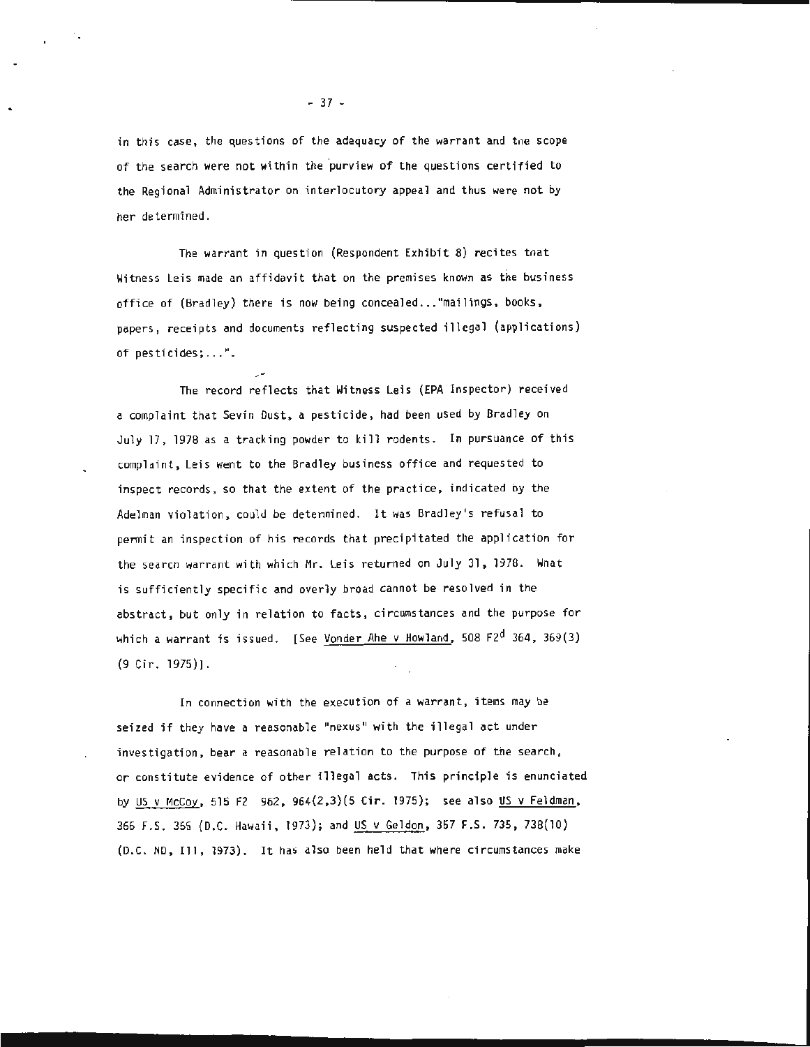in this case, the questions of the adequacy of the warrant and the scope of the search were not within the purview of the questions certified to the Regional Administrator on interlocutory appeal and thus were not by her determined.

The warrant in question (Respondent Exhibit 8) recites that Witness Leis made an affidavit that on the premises known as the business office of (Bradley) there is now being concealed..."mailings, books, papers, receipts and documents reflecting suspected illegal (applications) of pesticides;...".

The record reflects that Witness Leis (EPA Inspector) received a complaint that Sevin Dust, a pesticide, had been used by Bradley on July 17, 1978 as a tracking powder to kill rodents. In pursuance of this complaint, Leis went to the Bradley business office and requested to inspect records, so that the extent of the practice, indicated by the Adelman violation, could be determined. It was Bradley's refusal to permit an inspection of his records that precipitated the application for the search warrant with which Mr. Leis returned on July 31, 1978. What is sufficiently specific and overly broad cannot be resolved in the abstract, but only in relation to facts, circumstances and the purpose for which a warrant is issued. [See Vonder Ahe v Howland, 508 F2d 364, 369(3) (9 Cir. 1975)].

In connection with the execution of a warrant, items may be seized if they have a reasonable "nexus" with the illegal act under investigation, bear a reasonable relation to the purpose of the search, or constitute evidence of other illegal acts. This principle is enunciated by US v McCoy, 515 F2 962, 964(2,3)(5 Cir. 1975); see also US v Feldman, 366 F.S. 356 (D.C. Hawaii, 1973); and US v Geldon, 357 F.S. 735, 738(10) (D.C. ND, Ill, 1973). It has also been held that where circumstances make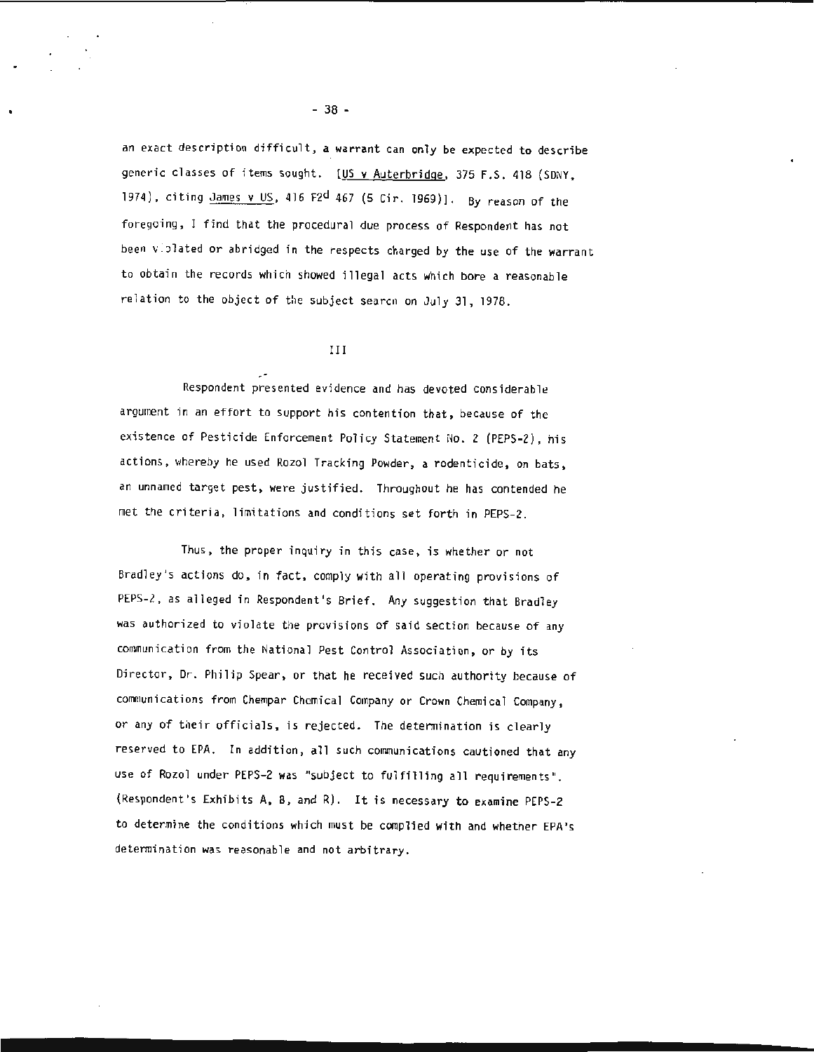an exact description difficult, a warrant can only be expected to describe generic classes of items sought. [US v Auterbridge, 375 F.S. 418 (SDNY, 1974), citing James v US, 416 F2d 467 (5 Cir. 1969)]. By reason of the foregoing, I find that the procedural due process of Respondent has not been violated or abridged in the respects charged by the use of the warrant to obtain the records which showed illegal acts which bore a reasonable relation to the object of the subject search on July 31, 1978.

III

Respondent presented evidence and has devoted considerable argument in an effort to support his contention that, because of the existence of Pesticide Enforcement Policy Statement No. 2 (PEPS-2), his actions, whereby he used Rozol Tracking Powder, a rodenticide, on bats, an unnamed target pest, were justified. Throughout he has contended he met the criteria, limitations and conditions set forth in PEPS-2.

Thus, the proper inquiry in this case, is whether or not Bradley's actions do, in fact, comply with all operating provisions of PEPS-2, as alleged in Respondent's Brief. Any suggestion that Bradley was authorized to violate the provisions of said section because of any communication from the National Pest Control Association, or by its Director, Dr. Philip Spear, or that he received such authority because of communications from Chempar Chemical Company or Crown Chemical Company, or any of their officials, is rejected. The determination is clearly reserved to EPA. In addition, all such communications cautioned that any use of Rozol under PEPS-2 was "subject to fulfilling all requirements". (Respondent's Exhibits A, B, and R). It is necessary to examine PEPS-2 to determine the conditions which must be complied with and whether EPA's determination was reasonable and not arbitrary.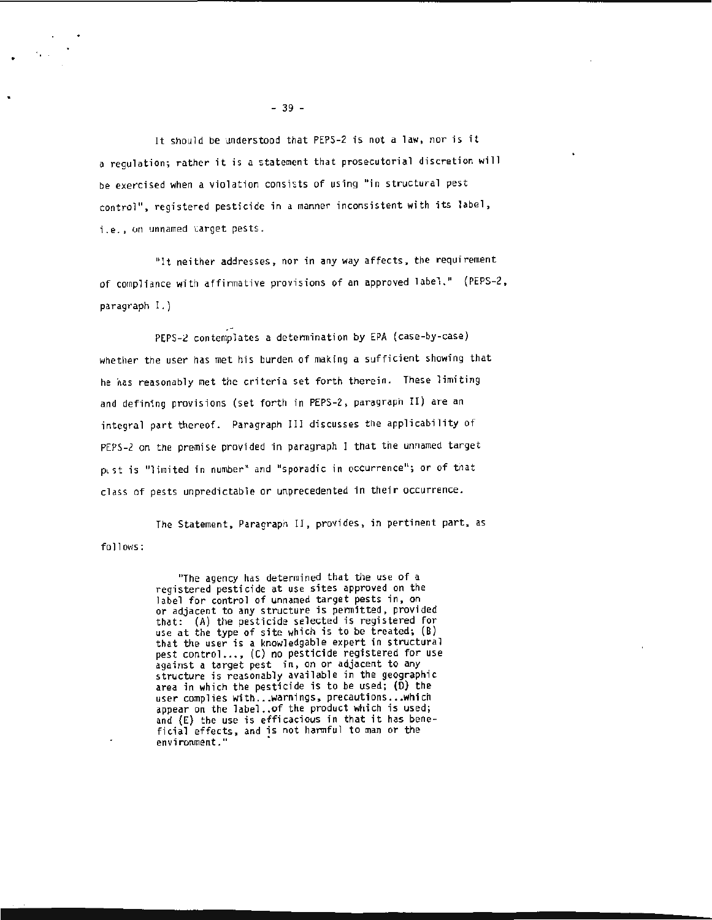It should be understood that PEPS-2 is not a law, nor is it a regulation; rather it is a statement that prosecutorial discretion will be exercised when a violation consists of using "in structural pest control", registered pesticide in a manner inconsistent with its label, i.e., on unnamed target pests.

"It neither addresses, nor in any way affects, the requirement of compliance with affirmative provisions of an approved label." (PEPS-2, paragraph I.)

PEPS-2 contemplates a determination by EPA (case-by-case) whether the user has met his burden of making a sufficient showing that he has reasonably met the criteria set forth therein. These limiting and defining provisions (set forth in PEPS-2, paragraph II) are an integral part thereof. Paragraph III discusses the applicability of PEPS-2 on the premise provided in paragraph I that the unnamed target pest is "limited in number" and "sporadic in occurrence"; or of that class of pests unpredictable or unprecedented in their occurrence.

The Statement, Paragraph II, provides, in pertinent part, as follows:

> "The agency has determined that the use of a registered pesticide at use sites approved on the label for control of unnamed target pests in, on or adjacent to any structure is permitted, provided that: (A) the pesticide selected is registered for use at the type of site which is to be treated; (B) that the user is a knowledgable expert in structural pest control..., (C) no pesticide registered for use against a target pest in, on or adjacent to any structure is reasonably available in the geographic area in which the pesticide is to be used; (D) the user complies with...warnings, precautions...which appear on the label..of the product which is used; and (E) the use is efficacious in that it has beneficial effects, and is not harmful to man or the environment."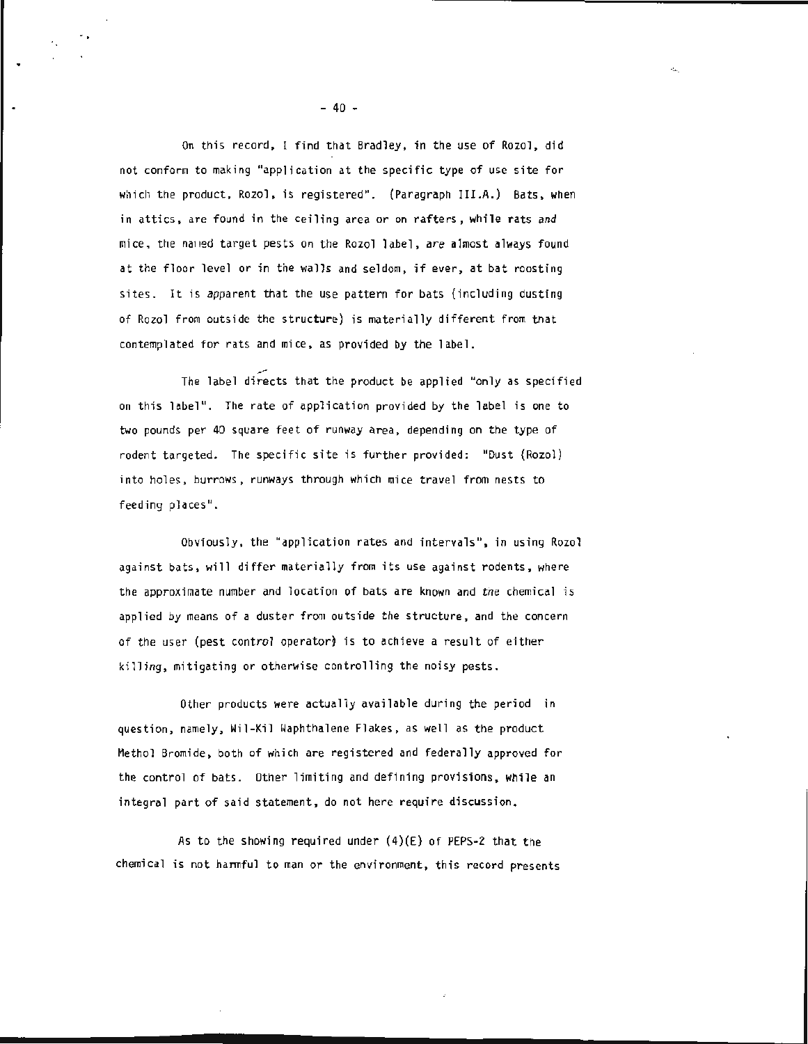On this record, I find that Bradley, in the use of Rozol, did not conform to making "application at the specific type of use site for which the product, Rozol, is registered". (Paragraph III.A.) Bats, when in attics, are found in the ceiling area or on rafters, while rats and mice, the named target pests on the Rozol label, are almost always found at the floor level or in the walls and seldom, if ever, at bat roosting sites. It is apparent that the use pattern for bats (including dusting of Rozol from outside the structure) is materially different from that contemplated for rats and mice, as provided by the label.

The label directs that the product be applied "only as specified on this label". The rate of application provided by the label is one to two pounds per 40 square feet of runway area, depending on the type of rodent targeted. The specific site is further provided: "Dust (Rozol) into holes, burrows, runways through which mice travel from nests to feeding places".

Obviously, the "application rates and intervals", in using Rozol against bats, will differ materially from its use against rodents, where the approximate number and location of bats are known and the chemical is applied by means of a duster from outside the structure, and the concern of the user (pest control operator) is to achieve a result of either killing, mitigating or otherwise controlling the noisy pests.

Other products were actually available during the period in question, namely, Wil-Kil Naphthalene Flakes, as well as the product Methol Bromide, both of which are registered and federally approved for the control of bats. Other limiting and defining provisions, while an integral part of said statement, do not here require discussion.

As to the showing required under (4)(E) of PEPS-2 that the chemical is not harmful to man or the environment, this record presents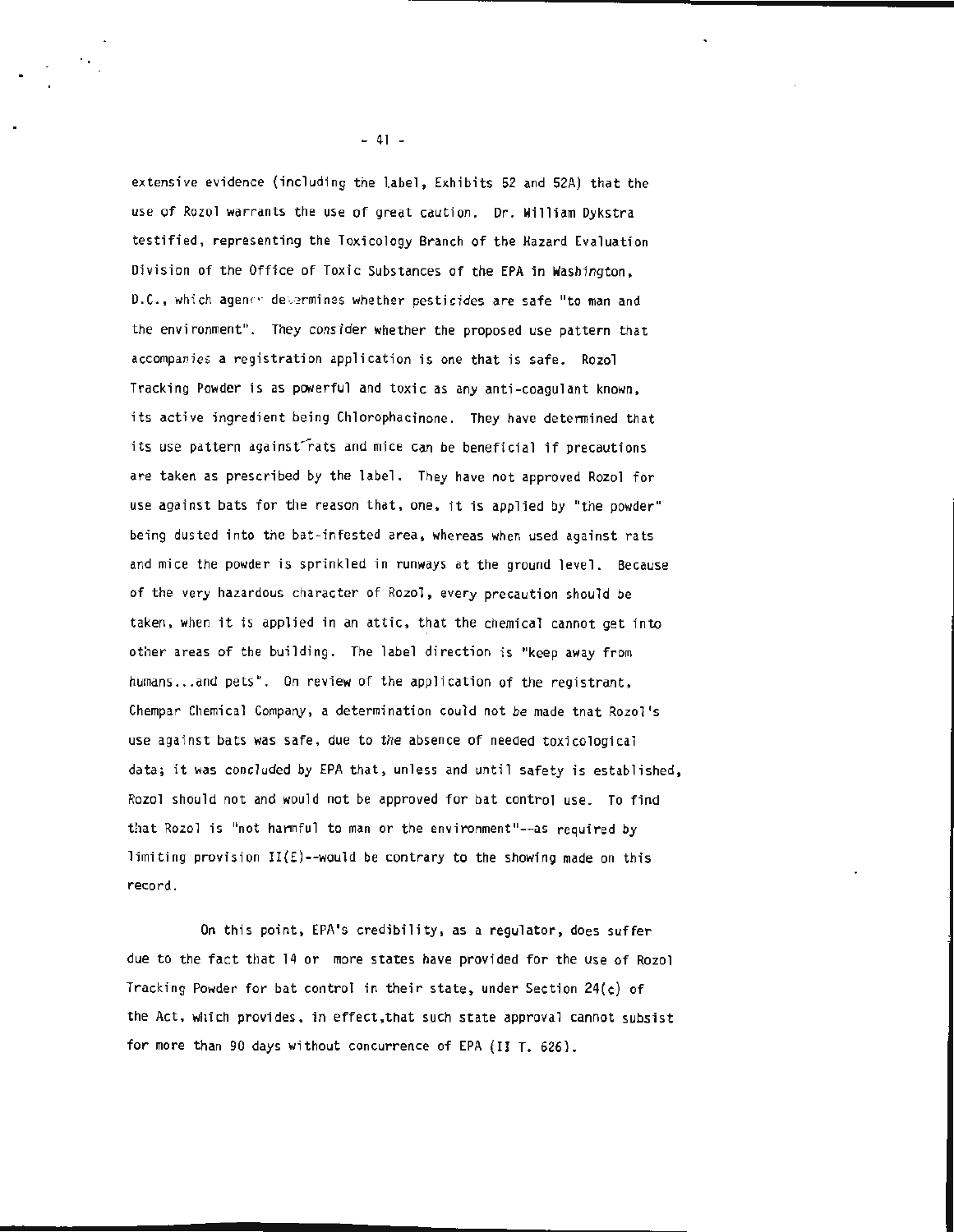extensive evidence (including the label, Exhibits 52 and 52A) that the use of Rozol warrants the use of great caution. Dr. William Dykstra testified, representing the Toxicology Branch of the Hazard Evaluation Division of the Office of Toxic Substances of the EPA in Washington, D.C., which agency determines whether pesticides are safe "to man and the environment". They consider whether the proposed use pattern that accompanies a registration application is one that is safe. Rozol Tracking Powder is as powerful and toxic as any anti-coagulant known, its active ingredient being Chlorophacinone. They have determined that its use pattern against rats and mice can be beneficial if precautions are taken as prescribed by the label. They have not approved Rozol for use against bats for the reason that, one, it is applied by "the powder" being dusted into the bat-infested area, whereas when used against rats and mice the powder is sprinkled in runways at the ground level. Because of the very hazardous character of Rozol, every precaution should be taken, when it is applied in an attic, that the chemical cannot get into other areas of the building. The label direction is "keep away from humans...and pets". On review of the application of the registrant, Chempar Chemical Company, a determination could not be made that Rozol's use against bats was safe, due to the absence of needed toxicological data; it was concluded by EPA that, unless and until safety is established, Rozol should not and would not be approved for bat control use. To find that Rozol is "not harmful to man or the environment"--as required by limiting provision II(E)--would be contrary to the showing made on this record.

On this point, EPA's credibility, as a regulator, does suffer due to the fact that 14 or more states have provided for the use of Rozol Tracking Powder for bat control in their state, under Section 24(c) of the Act, which provides, in effect,that such state approval cannot subsist for more than 90 days without concurrence of EPA (II T. 626).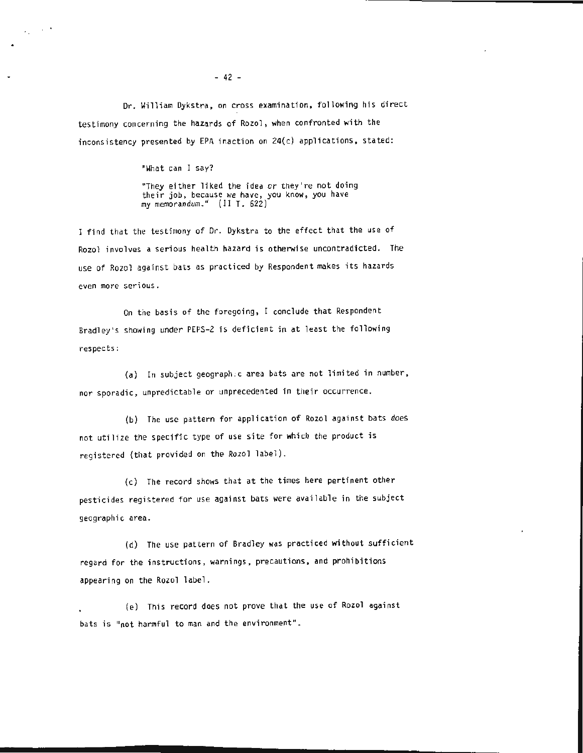Dr. William Dykstra, on cross examination, following his direct testimony concerning the hazards of Rozol, when confronted with the inconsistency presented by EPA inaction on 24(c) applications, stated:

> "What can I say?
>
> "They either liked the idea or they're not doing their job, because we have, you know, you have my memorandum." (II T. 622)

I find that the testimony of Dr. Dykstra to the effect that the use of Rozol involves a serious health hazard is otherwise uncontradicted. The use of Rozol against bats as practiced by Respondent makes its hazards even more serious.

On the basis of the foregoing, I conclude that Respondent Bradley's showing under PEPS-2 is deficient in at least the following respects:

(a) In subject geographic area bats are not limited in number, nor sporadic, unpredictable or unprecedented in their occurrence.

(b) The use pattern for application of Rozol against bats does not utilize the specific type of use site for which the product is registered (that provided on the Rozol label).

(c) The record shows that at the times here pertinent other pesticides registered for use against bats were available in the subject geographic area.

(d) The use pattern of Bradley was practiced without sufficient regard for the instructions, warnings, precautions, and prohibitions appearing on the Rozol label.

(e) This record does not prove that the use of Rozol against bats is "not harmful to man and the environment".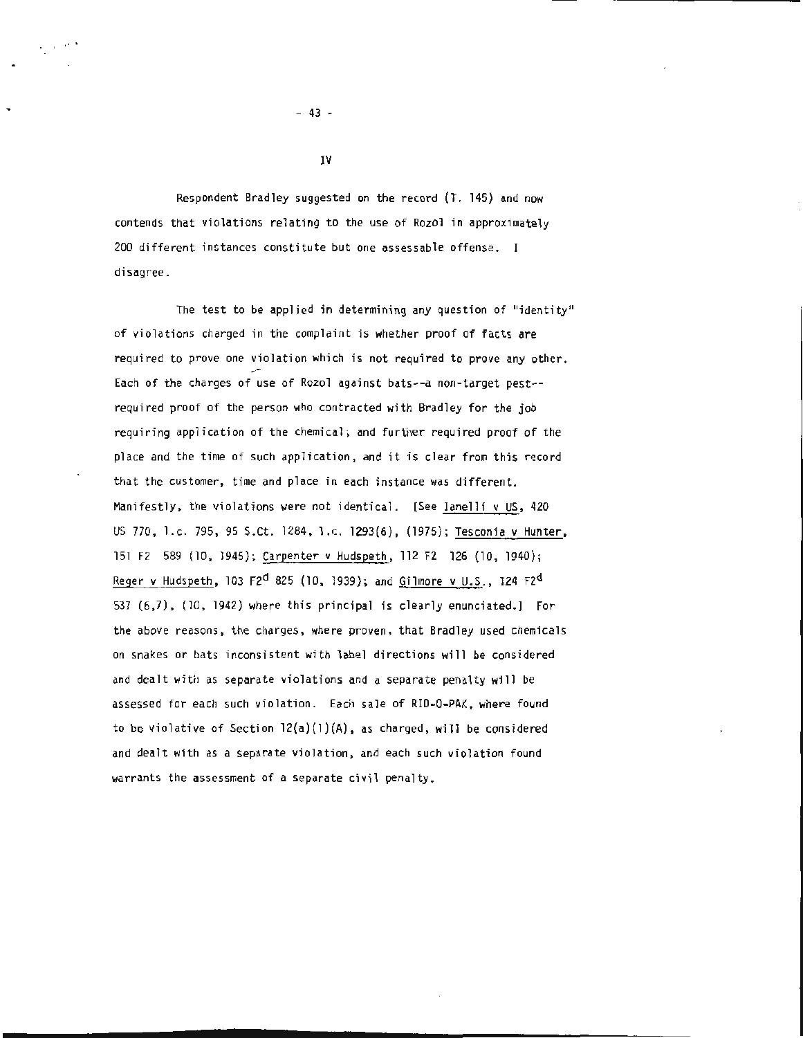IV

Respondent Bradley suggested on the record (T. 145) and now contends that violations relating to the use of Rozol in approximately 200 different instances constitute but one assessable offense. I disagree.

The test to be applied in determining any question of "identity" of violations charged in the complaint is whether proof of facts are required to prove one violation which is not required to prove any other. Each of the charges of use of Rozol against bats--a non-target pest--required proof of the person who contracted with Bradley for the job requiring application of the chemical, and further required proof of the place and the time of such application, and it is clear from this record that the customer, time and place in each instance was different. Manifestly, the violations were not identical. [See Ianelli v US, 420 US 770, l.c. 795, 95 S.Ct. 1284, l.c. 1293(6), (1975); Tesconia v Hunter, 151 F2 589 (10, 1945); Carpenter v Hudspeth, 112 F2 126 (10, 1940); Reger v Hudspeth, 103 F2d 825 (10, 1939); and Gilmore v U.S., 124 F2d 537 (6,7), (10, 1942) where this principal is clearly enunciated.] For the above reasons, the charges, where proven, that Bradley used chemicals on snakes or bats inconsistent with label directions will be considered and dealt with as separate violations and a separate penalty will be assessed for each such violation. Each sale of RID-O-PAK, where found to be violative of Section 12(a)(1)(A), as charged, will be considered and dealt with as a separate violation, and each such violation found warrants the assessment of a separate civil penalty.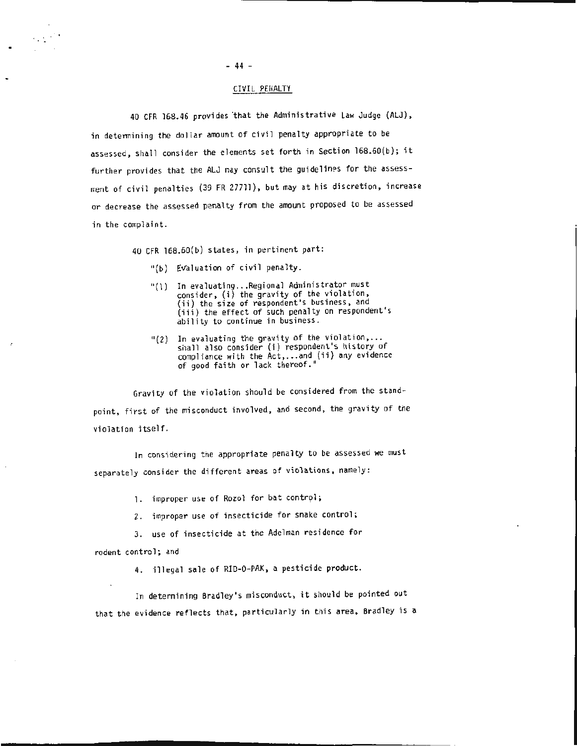## CIVIL PENALTY

40 CFR 168.46 provides that the Administrative Law Judge (ALJ), in determining the dollar amount of civil penalty appropriate to be assessed, shall consider the elements set forth in Section 168.60(b); it further provides that the ALJ may consult the guidelines for the assessment of civil penalties (39 FR 27711), but may at his discretion, increase or decrease the assessed penalty from the amount proposed to be assessed in the complaint.

40 CFR 168.60(b) states, in pertinent part:

> "(b) Evaluation of civil penalty.
>
> "(1) In evaluating...Regional Administrator must consider, (i) the gravity of the violation, (ii) the size of respondent's business, and (iii) the effect of such penalty on respondent's ability to continue in business.
>
> "(2) In evaluating the gravity of the violation,... shall also consider (i) respondent's history of compliance with the Act,...and (ii) any evidence of good faith or lack thereof."

Gravity of the violation should be considered from the standpoint, first of the misconduct involved, and second, the gravity of the violation itself.

In considering the appropriate penalty to be assessed we must separately consider the different areas of violations, namely:

1. improper use of Rozol for bat control;
2. improper use of insecticide for snake control;
3. use of insecticide at the Adelman residence for rodent control; and
4. illegal sale of RID-O-PAK, a pesticide product.

In determining Bradley's misconduct, it should be pointed out that the evidence reflects that, particularly in this area, Bradley is a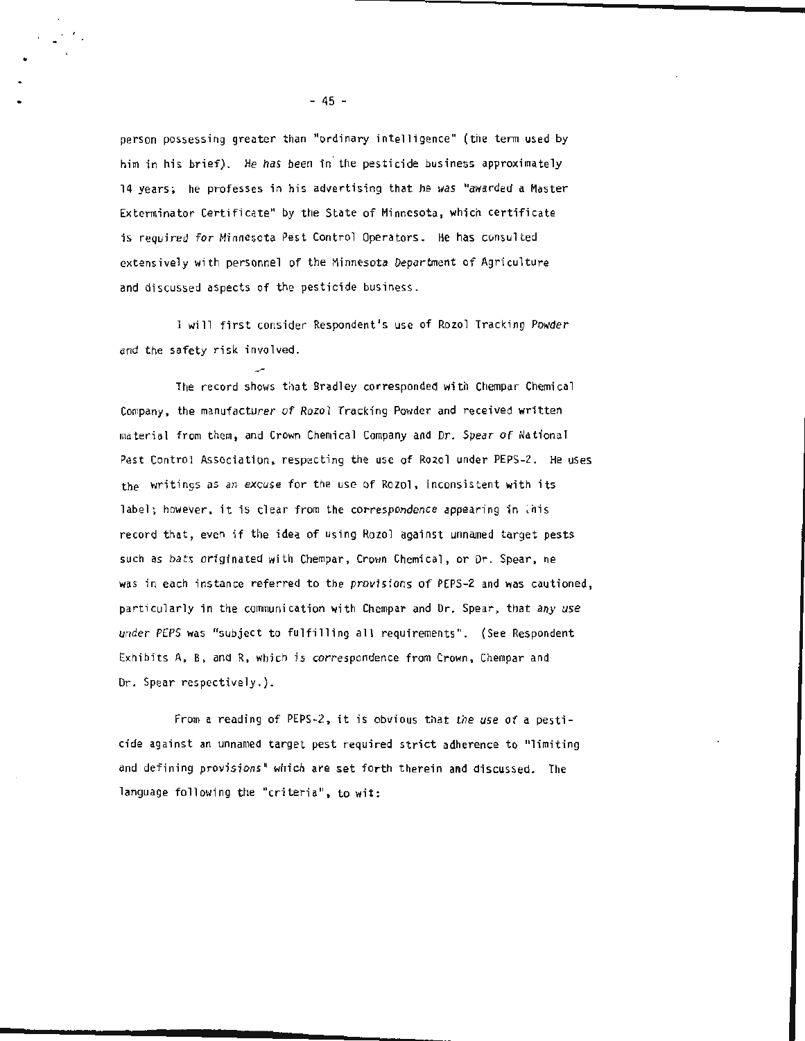person possessing greater than "ordinary intelligence" (the term used by him in his brief). He has been in the pesticide business approximately 14 years; he professes in his advertising that he was "awarded a Master Exterminator Certificate" by the State of Minnesota, which certificate is required for Minnesota Pest Control Operators. He has consulted extensively with personnel of the Minnesota Department of Agriculture and discussed aspects of the pesticide business.

I will first consider Respondent's use of Rozol Tracking Powder and the safety risk involved.

The record shows that Bradley corresponded with Chempar Chemical Company, the manufacturer of Rozol Tracking Powder and received written material from them, and Crown Chemical Company and Dr. Spear of National Pest Control Association, respecting the use of Rozol under PEPS-2. He uses the writings as an excuse for the use of Rozol, inconsistent with its label; however, it is clear from the correspondence appearing in this record that, even if the idea of using Rozol against unnamed target pests such as bats originated with Chempar, Crown Chemical, or Dr. Spear, he was in each instance referred to the provisions of PEPS-2 and was cautioned, particularly in the communication with Chempar and Dr. Spear, that any use under PEPS was "subject to fulfilling all requirements". (See Respondent Exhibits A, B, and R, which is correspondence from Crown, Chempar and Dr. Spear respectively.).

From a reading of PEPS-2, it is obvious that the use of a pesticide against an unnamed target pest required strict adherence to "limiting and defining provisions" which are set forth therein and discussed. The language following the "criteria", to wit: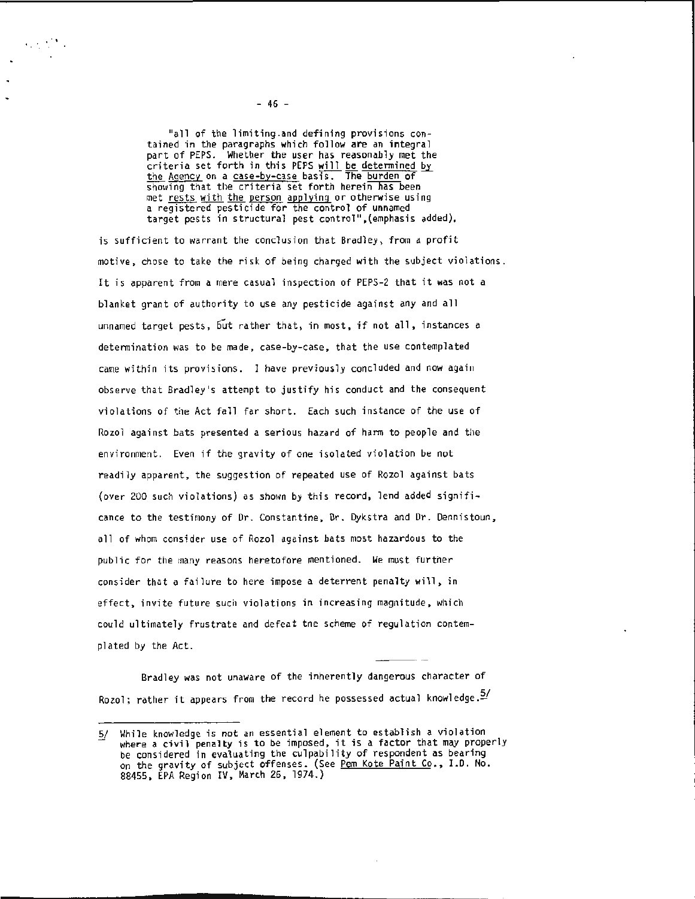> "all of the limiting and defining provisions contained in the paragraphs which follow are an integral part of PEPS. Whether the user has reasonably met the criteria set forth in this PEPS <u>will be determined by the Agency</u> on a <u>case-by-case</u> basis. The <u>burden</u> of showing that the criteria set forth herein <u>has been</u> met <u>rests with the person applying</u> or otherwise using a registered pesticide for the control of unnamed target pests in structural pest control", (emphasis added),

is sufficient to warrant the conclusion that Bradley, from a profit motive, chose to take the risk of being charged with the subject violations. It is apparent from a mere casual inspection of PEPS-2 that it was not a blanket grant of authority to use any pesticide against any and all unnamed target pests, but rather that, in most, if not all, instances a determination was to be made, case-by-case, that the use contemplated came within its provisions. I have previously concluded and now again observe that Bradley's attempt to justify his conduct and the consequent violations of the Act fall far short. Each such instance of the use of Rozol against bats presented a serious hazard of harm to people and the environment. Even if the gravity of one isolated violation be not readily apparent, the suggestion of repeated use of Rozol against bats (over 200 such violations) as shown by this record, lend added significance to the testimony of Dr. Constantine, Dr. Dykstra and Dr. Dennistoun, all of whom consider use of Rozol against bats most hazardous to the public for the many reasons heretofore mentioned. We must further consider that a failure to here impose a deterrent penalty will, in effect, invite future such violations in increasing magnitude, which could ultimately frustrate and defeat the scheme of regulation contemplated by the Act.

Bradley was not unaware of the inherently dangerous character of Rozol; rather it appears from the record he possessed actual knowledge.[5/]

---

5/ While knowledge is not an essential element to establish a violation where a civil penalty is to be imposed, it is a factor that may properly be considered in evaluating the culpability of respondent as bearing on the gravity of subject offenses. (See <u>Pem Kote Paint Co.</u>, I.D. No. 88455, EPA Region IV, March 26, 1974.)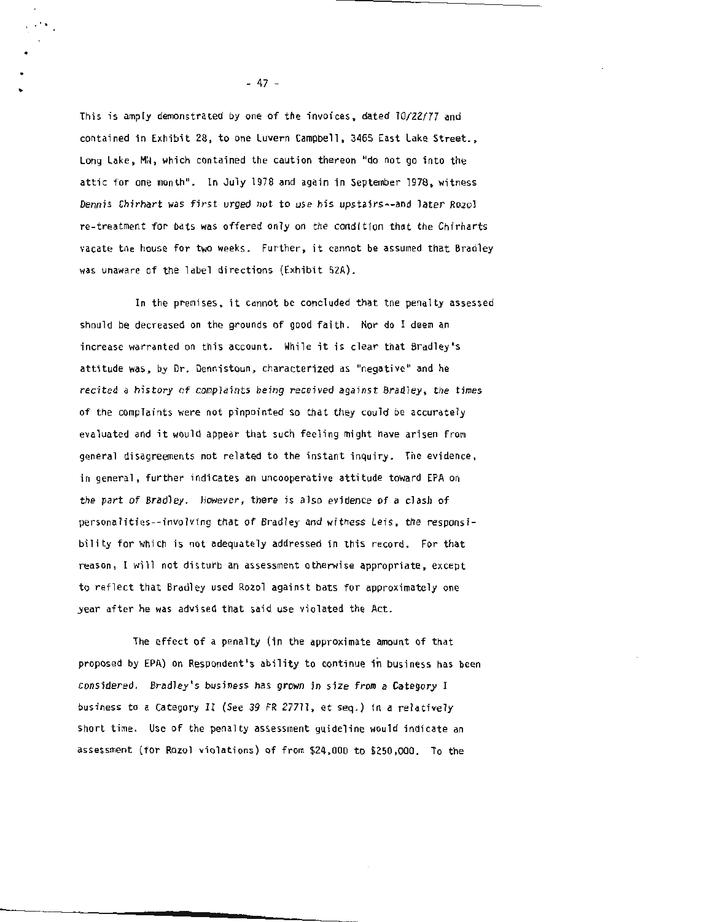This is amply demonstrated by one of the invoices, dated 10/22/77 and contained in Exhibit 28, to one Luvern Campbell, 3465 East Lake Street., Long Lake, MN, which contained the caution thereon "do not go into the attic for one month". In July 1978 and again in September 1978, witness Dennis Chirhart was first urged not to use his upstairs--and later Rozol re-treatment for bats was offered only on the condition that the Chirharts vacate the house for two weeks. Further, it cannot be assumed that Bradley was unaware of the label directions (Exhibit 52A).

In the premises, it cannot be concluded that the penalty assessed should be decreased on the grounds of good faith. Nor do I deem an increase warranted on this account. While it is clear that Bradley's attitude was, by Dr. Dennistoun, characterized as "negative" and he recited a history of complaints being received against Bradley, the times of the complaints were not pinpointed so that they could be accurately evaluated and it would appear that such feeling might have arisen from general disagreements not related to the instant inquiry. The evidence, in general, further indicates an uncooperative attitude toward EPA on the part of Bradley. However, there is also evidence of a clash of personalities--involving that of Bradley and witness Leis, the responsibility for which is not adequately addressed in this record. For that reason, I will not disturb an assessment otherwise appropriate, except to reflect that Bradley used Rozol against bats for approximately one year after he was advised that said use violated the Act.

The effect of a penalty (in the approximate amount of that proposed by EPA) on Respondent's ability to continue in business has been considered. Bradley's business has grown in size from a Category I business to a Category II (See 39 FR 27711, et seq.) in a relatively short time. Use of the penalty assessment guideline would indicate an assessment (for Rozol violations) of from $24,000 to $250,000. To the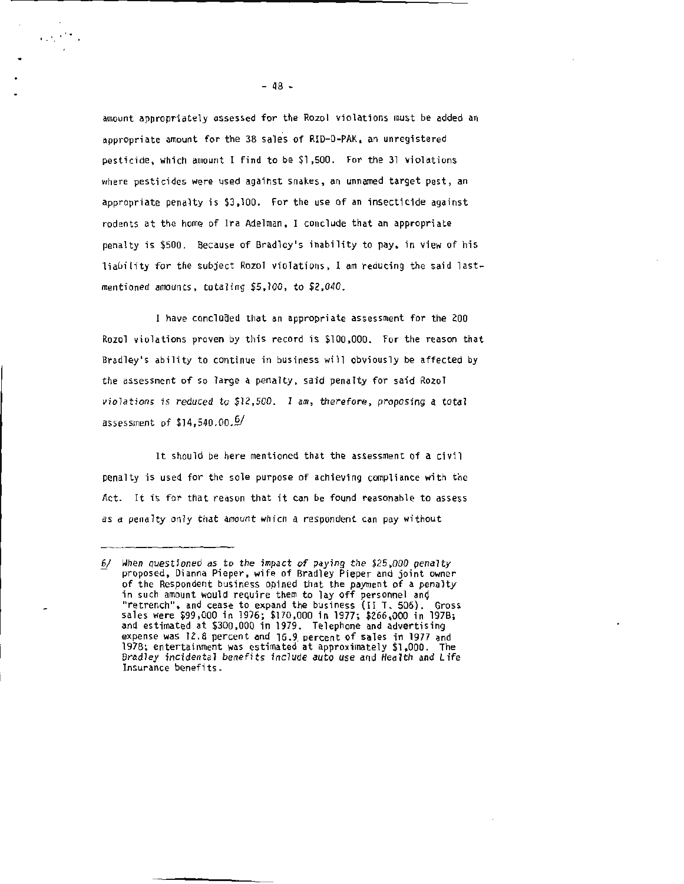amount appropriately assessed for the Rozol violations must be added an appropriate amount for the 38 sales of RID-O-PAK, an unregistered pesticide, which amount I find to be $1,500. For the 31 violations where pesticides were used against snakes, an unnamed target pest, an appropriate penalty is $3,100. For the use of an insecticide against rodents at the home of Ira Adelman, I conclude that an appropriate penalty is $500. Because of Bradley's inability to pay, in view of his liability for the subject Rozol violations, I am reducing the said last-mentioned amounts, totaling $5,100, to $2,040.

I have concluded that an appropriate assessment for the 200 Rozol violations proven by this record is $100,000. For the reason that Bradley's ability to continue in business will obviously be affected by the assessment of so large a penalty, said penalty for said Rozol violations is reduced to $12,500. I am, therefore, proposing a total assessment of $14,540.00.[6/]

It should be here mentioned that the assessment of a civil penalty is used for the sole purpose of achieving compliance with the Act. It is for that reason that it can be found reasonable to assess as a penalty only that amount which a respondent can pay without

---

6/ When questioned as to the impact of paying the $25,000 penalty proposed, Dianna Pieper, wife of Bradley Pieper and joint owner of the Respondent business opined that the payment of a penalty in such amount would require them to lay off personnel and "retrench", and cease to expand the business (II T. 506). Gross sales were $99,000 in 1976; $170,000 in 1977; $266,000 in 1978; and estimated at $300,000 in 1979. Telephone and advertising expense was 12.8 percent and 16.9 percent of sales in 1977 and 1978; entertainment was estimated at approximately $1,000. The Bradley incidental benefits include auto use and Health and Life Insurance benefits.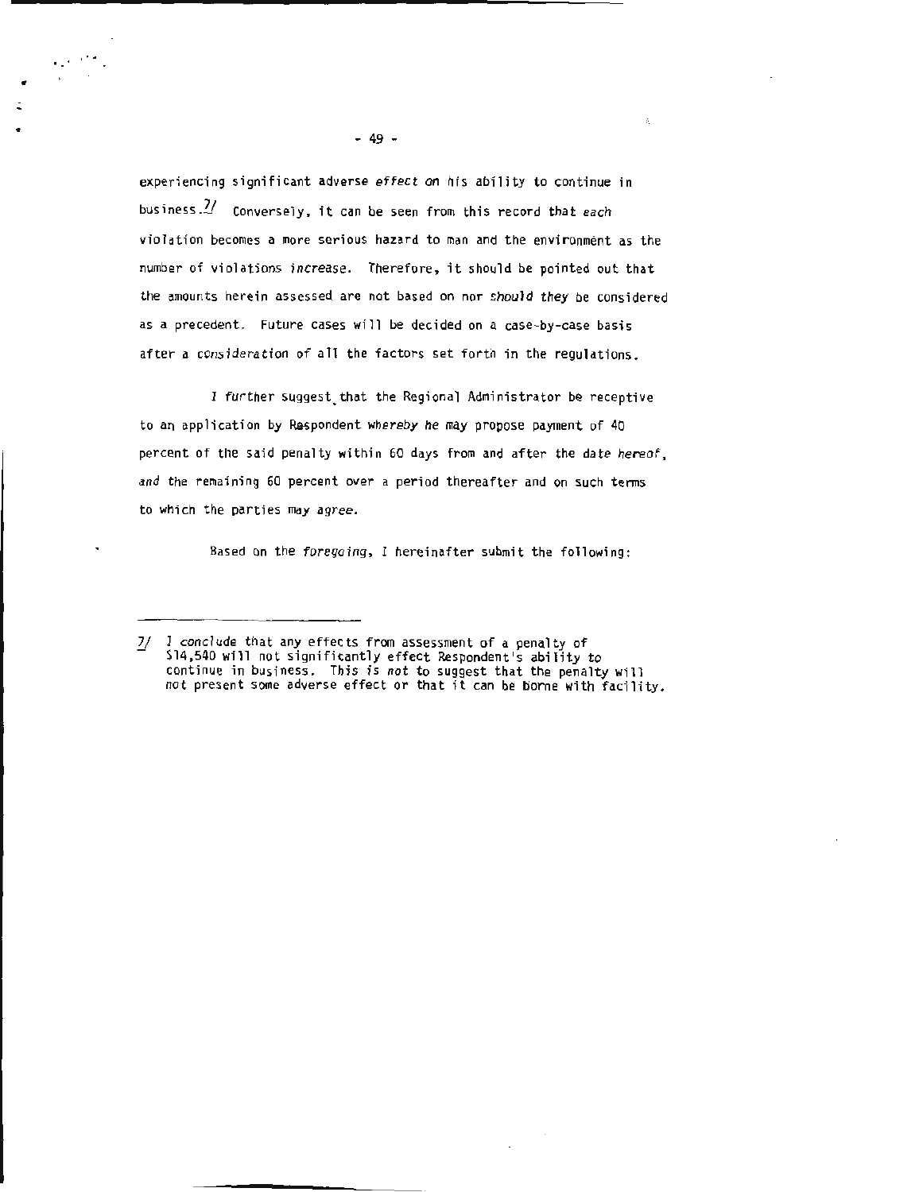experiencing significant adverse effect on his ability to continue in business.[7] Conversely, it can be seen from this record that each violation becomes a more serious hazard to man and the environment as the number of violations increase. Therefore, it should be pointed out that the amounts herein assessed are not based on nor should they be considered as a precedent. Future cases will be decided on a case-by-case basis after a consideration of all the factors set forth in the regulations.

I further suggest that the Regional Administrator be receptive to an application by Respondent whereby he may propose payment of 40 percent of the said penalty within 60 days from and after the date hereof, and the remaining 60 percent over a period thereafter and on such terms to which the parties may agree.

Based on the foregoing, I hereinafter submit the following:

---

7/ I conclude that any effects from assessment of a penalty of $14,540 will not significantly effect Respondent's ability to continue in business. This is not to suggest that the penalty will not present some adverse effect or that it can be borne with facility.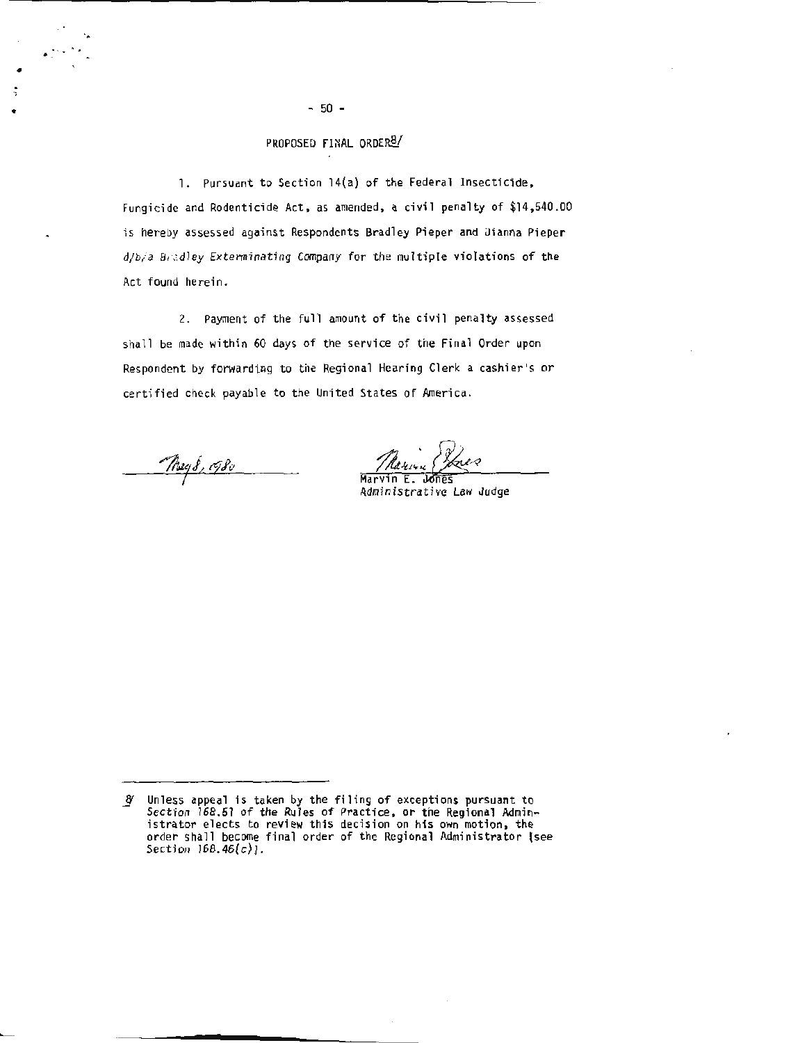PROPOSED FINAL ORDER[8]

1. Pursuant to Section 14(a) of the Federal Insecticide, Fungicide and Rodenticide Act, as amended, a civil penalty of $14,540.00 is hereby assessed against Respondents Bradley Pieper and Dianna Pieper *d/b/a Bradley Exterminating Company* for the multiple violations of the Act found herein.

2. Payment of the full amount of the civil penalty assessed shall be made within 60 days of the service of the Final Order upon Respondent by forwarding to the Regional Hearing Clerk a cashier's or certified check payable to the United States of America.

May 8, 1980

Marvin E. Jones
*Administrative Law Judge*

---

[8] Unless appeal is taken by the filing of exceptions pursuant to *Section 168.51* of the *Rules of Practice*, or the Regional Administrator elects to review this decision on his own motion, the order shall become final order of the Regional Administrator (see *Section 168.46(c)*).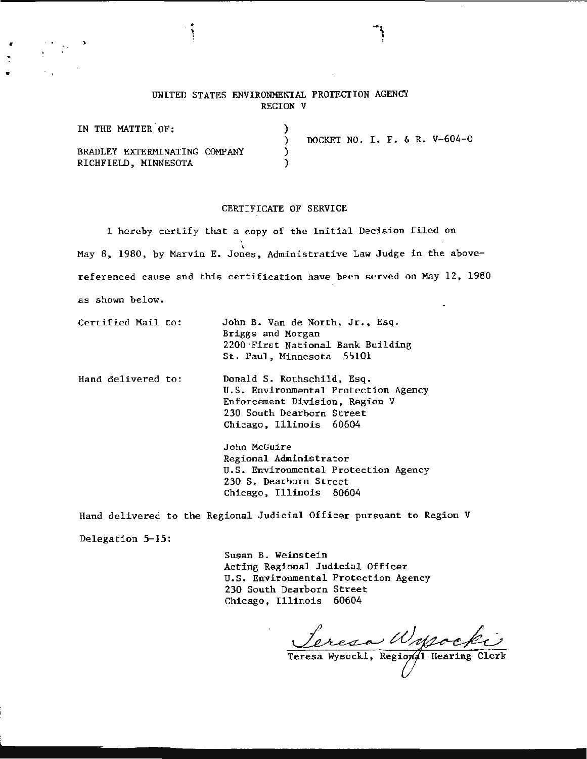UNITED STATES ENVIRONMENTAL PROTECTION AGENCY
REGION V

IN THE MATTER OF:

BRADLEY EXTERMINATING COMPANY
RICHFIELD, MINNESOTA

DOCKET NO. I. F. & R. V-604-C

CERTIFICATE OF SERVICE

I hereby certify that a copy of the Initial Decision filed on May 8, 1980, by Marvin E. Jones, Administrative Law Judge in the above-referenced cause and this certification have been served on May 12, 1980 as shown below.

Certified Mail to:

John B. Van de North, Jr., Esq.
Briggs and Morgan
2200 First National Bank Building
St. Paul, Minnesota 55101

Hand delivered to:

Donald S. Rothschild, Esq.
U.S. Environmental Protection Agency
Enforcement Division, Region V
230 South Dearborn Street
Chicago, Illinois 60604

John McGuire
Regional Administrator
U.S. Environmental Protection Agency
230 S. Dearborn Street
Chicago, Illinois 60604

Hand delivered to the Regional Judicial Officer pursuant to Region V Delegation 5-15:

Susan B. Weinstein
Acting Regional Judicial Officer
U.S. Environmental Protection Agency
230 South Dearborn Street
Chicago, Illinois 60604

Teresa Wysocki

Teresa Wysocki, Regional Hearing Clerk